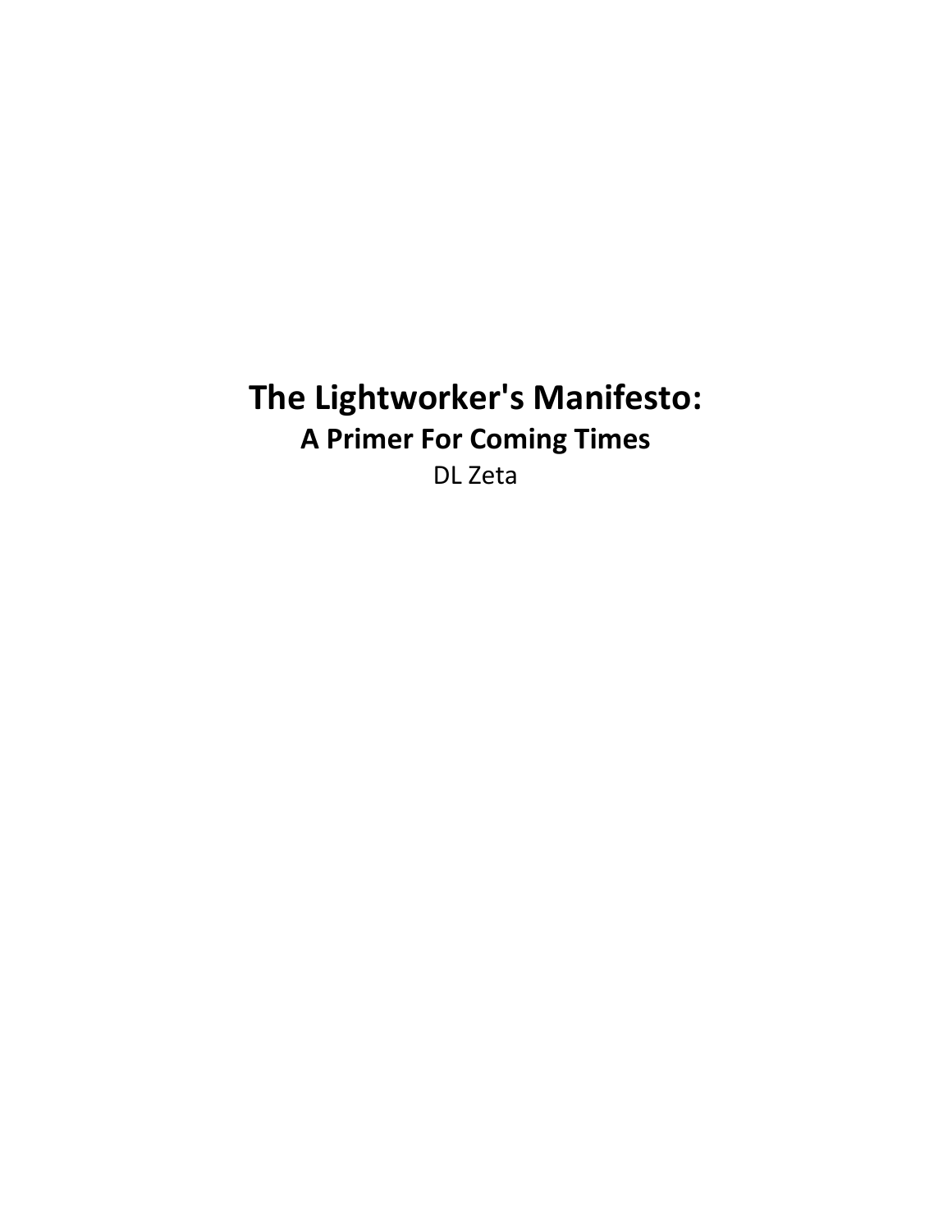# The Lightworker's Manifesto:

## A Primer For Coming Times

DL Zeta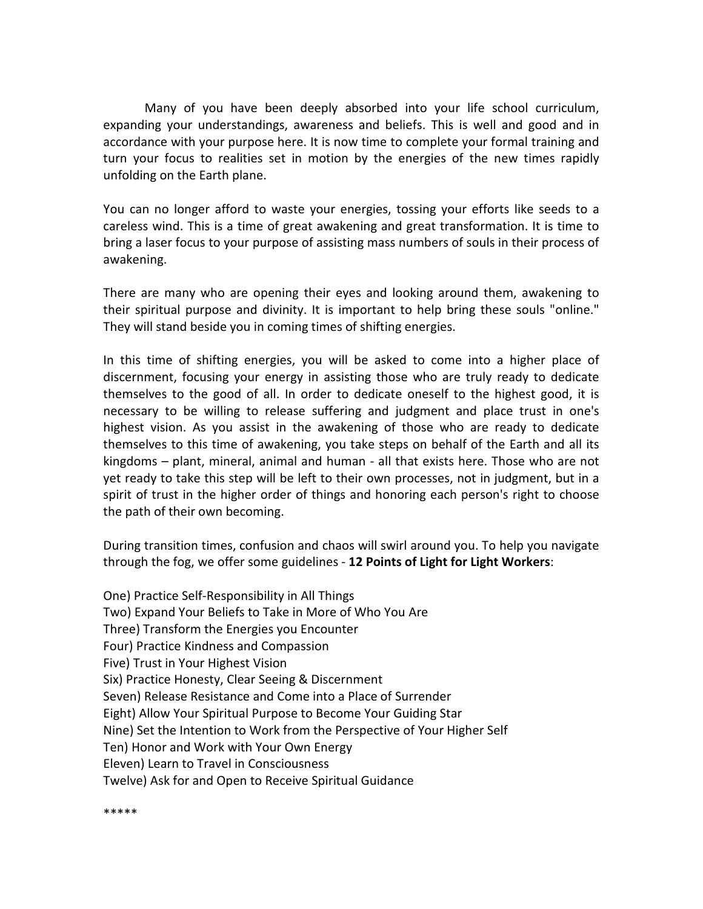Many of you have been deeply absorbed into your life school curriculum, expanding your understandings, awareness and beliefs. This is well and good and in accordance with your purpose here. It is now time to complete your formal training and turn your focus to realities set in motion by the energies of the new times rapidly unfolding on the Earth plane.

You can no longer afford to waste your energies, tossing your efforts like seeds to a careless wind. This is a time of great awakening and great transformation. It is time to bring a laser focus to your purpose of assisting mass numbers of souls in their process of awakening.

There are many who are opening their eyes and looking around them, awakening to their spiritual purpose and divinity. It is important to help bring these souls "online." They will stand beside you in coming times of shifting energies.

In this time of shifting energies, you will be asked to come into a higher place of discernment, focusing your energy in assisting those who are truly ready to dedicate themselves to the good of all. In order to dedicate oneself to the highest good, it is necessary to be willing to release suffering and judgment and place trust in one's highest vision. As you assist in the awakening of those who are ready to dedicate themselves to this time of awakening, you take steps on behalf of the Earth and all its kingdoms – plant, mineral, animal and human - all that exists here. Those who are not yet ready to take this step will be left to their own processes, not in judgment, but in a spirit of trust in the higher order of things and honoring each person's right to choose the path of their own becoming.

During transition times, confusion and chaos will swirl around you. To help you navigate through the fog, we offer some guidelines - **12 Points of Light for Light Workers**:

One) Practice Self-Responsibility in All Things
Two) Expand Your Beliefs to Take in More of Who You Are
Three) Transform the Energies you Encounter
Four) Practice Kindness and Compassion
Five) Trust in Your Highest Vision
Six) Practice Honesty, Clear Seeing & Discernment
Seven) Release Resistance and Come into a Place of Surrender
Eight) Allow Your Spiritual Purpose to Become Your Guiding Star
Nine) Set the Intention to Work from the Perspective of Your Higher Self
Ten) Honor and Work with Your Own Energy
Eleven) Learn to Travel in Consciousness
Twelve) Ask for and Open to Receive Spiritual Guidance

*****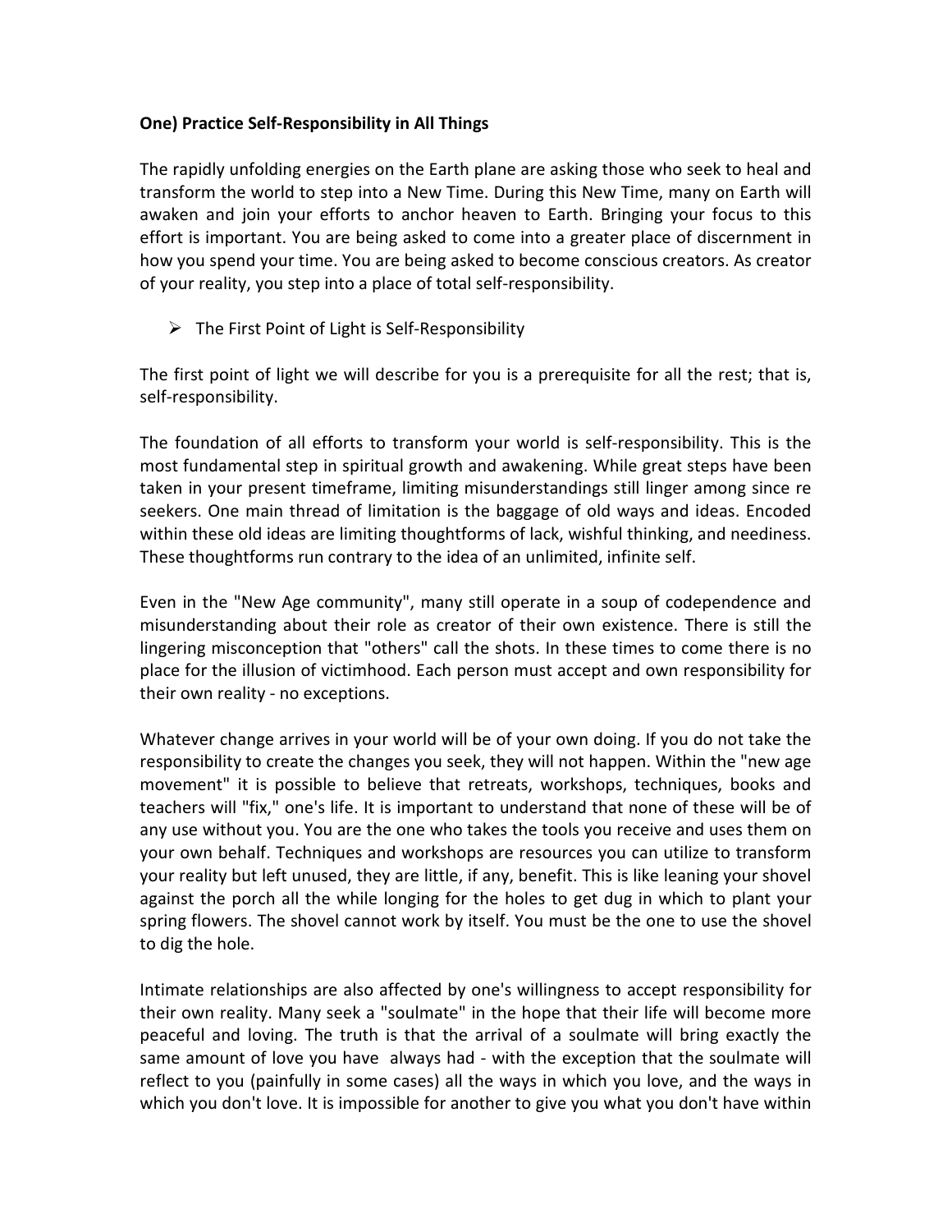**One) Practice Self-Responsibility in All Things**

The rapidly unfolding energies on the Earth plane are asking those who seek to heal and transform the world to step into a New Time. During this New Time, many on Earth will awaken and join your efforts to anchor heaven to Earth. Bringing your focus to this effort is important. You are being asked to come into a greater place of discernment in how you spend your time. You are being asked to become conscious creators. As creator of your reality, you step into a place of total self-responsibility.

- The First Point of Light is Self-Responsibility

The first point of light we will describe for you is a prerequisite for all the rest; that is, self-responsibility.

The foundation of all efforts to transform your world is self-responsibility. This is the most fundamental step in spiritual growth and awakening. While great steps have been taken in your present timeframe, limiting misunderstandings still linger among since re seekers. One main thread of limitation is the baggage of old ways and ideas. Encoded within these old ideas are limiting thoughtforms of lack, wishful thinking, and neediness. These thoughtforms run contrary to the idea of an unlimited, infinite self.

Even in the "New Age community", many still operate in a soup of codependence and misunderstanding about their role as creator of their own existence. There is still the lingering misconception that "others" call the shots. In these times to come there is no place for the illusion of victimhood. Each person must accept and own responsibility for their own reality - no exceptions.

Whatever change arrives in your world will be of your own doing. If you do not take the responsibility to create the changes you seek, they will not happen. Within the "new age movement" it is possible to believe that retreats, workshops, techniques, books and teachers will "fix," one's life. It is important to understand that none of these will be of any use without you. You are the one who takes the tools you receive and uses them on your own behalf. Techniques and workshops are resources you can utilize to transform your reality but left unused, they are little, if any, benefit. This is like leaning your shovel against the porch all the while longing for the holes to get dug in which to plant your spring flowers. The shovel cannot work by itself. You must be the one to use the shovel to dig the hole.

Intimate relationships are also affected by one's willingness to accept responsibility for their own reality. Many seek a "soulmate" in the hope that their life will become more peaceful and loving. The truth is that the arrival of a soulmate will bring exactly the same amount of love you have always had - with the exception that the soulmate will reflect to you (painfully in some cases) all the ways in which you love, and the ways in which you don't love. It is impossible for another to give you what you don't have within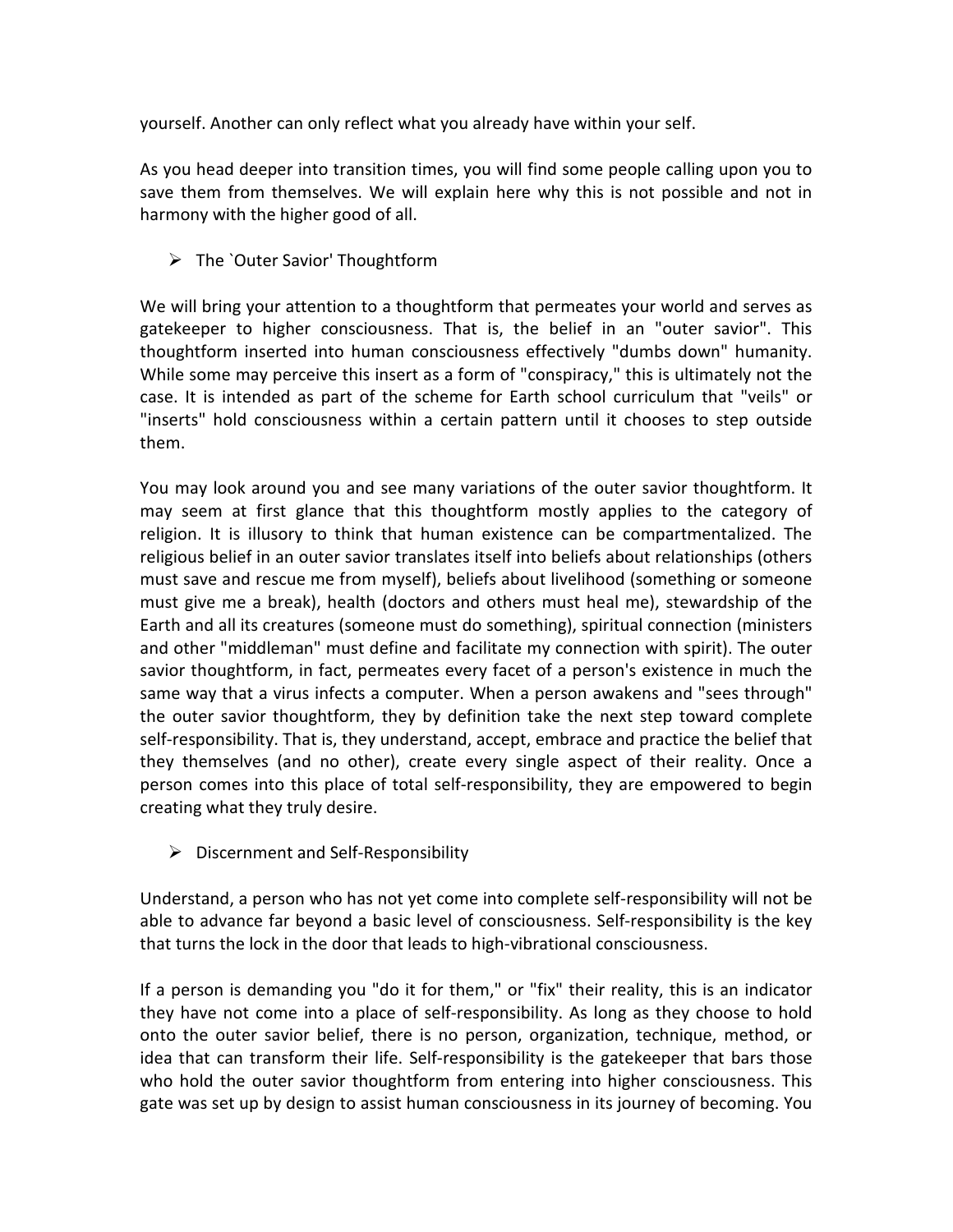yourself. Another can only reflect what you already have within your self.

As you head deeper into transition times, you will find some people calling upon you to save them from themselves. We will explain here why this is not possible and not in harmony with the higher good of all.

- The `Outer Savior' Thoughtform

We will bring your attention to a thoughtform that permeates your world and serves as gatekeeper to higher consciousness. That is, the belief in an "outer savior". This thoughtform inserted into human consciousness effectively "dumbs down" humanity. While some may perceive this insert as a form of "conspiracy," this is ultimately not the case. It is intended as part of the scheme for Earth school curriculum that "veils" or "inserts" hold consciousness within a certain pattern until it chooses to step outside them.

You may look around you and see many variations of the outer savior thoughtform. It may seem at first glance that this thoughtform mostly applies to the category of religion. It is illusory to think that human existence can be compartmentalized. The religious belief in an outer savior translates itself into beliefs about relationships (others must save and rescue me from myself), beliefs about livelihood (something or someone must give me a break), health (doctors and others must heal me), stewardship of the Earth and all its creatures (someone must do something), spiritual connection (ministers and other "middleman" must define and facilitate my connection with spirit). The outer savior thoughtform, in fact, permeates every facet of a person's existence in much the same way that a virus infects a computer. When a person awakens and "sees through" the outer savior thoughtform, they by definition take the next step toward complete self-responsibility. That is, they understand, accept, embrace and practice the belief that they themselves (and no other), create every single aspect of their reality. Once a person comes into this place of total self-responsibility, they are empowered to begin creating what they truly desire.

- Discernment and Self-Responsibility

Understand, a person who has not yet come into complete self-responsibility will not be able to advance far beyond a basic level of consciousness. Self-responsibility is the key that turns the lock in the door that leads to high-vibrational consciousness.

If a person is demanding you "do it for them," or "fix" their reality, this is an indicator they have not come into a place of self-responsibility. As long as they choose to hold onto the outer savior belief, there is no person, organization, technique, method, or idea that can transform their life. Self-responsibility is the gatekeeper that bars those who hold the outer savior thoughtform from entering into higher consciousness. This gate was set up by design to assist human consciousness in its journey of becoming. You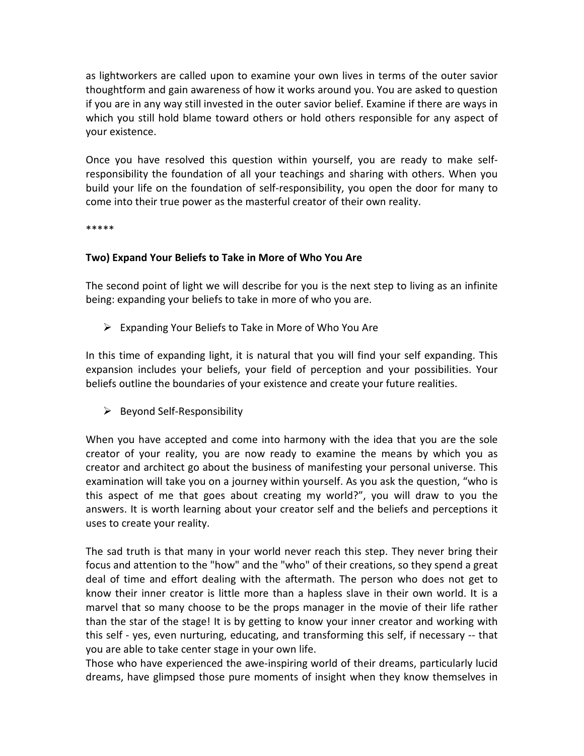as lightworkers are called upon to examine your own lives in terms of the outer savior thoughtform and gain awareness of how it works around you. You are asked to question if you are in any way still invested in the outer savior belief. Examine if there are ways in which you still hold blame toward others or hold others responsible for any aspect of your existence.

Once you have resolved this question within yourself, you are ready to make self-responsibility the foundation of all your teachings and sharing with others. When you build your life on the foundation of self-responsibility, you open the door for many to come into their true power as the masterful creator of their own reality.

*****

**Two) Expand Your Beliefs to Take in More of Who You Are**

The second point of light we will describe for you is the next step to living as an infinite being: expanding your beliefs to take in more of who you are.

- Expanding Your Beliefs to Take in More of Who You Are

In this time of expanding light, it is natural that you will find your self expanding. This expansion includes your beliefs, your field of perception and your possibilities. Your beliefs outline the boundaries of your existence and create your future realities.

- Beyond Self-Responsibility

When you have accepted and come into harmony with the idea that you are the sole creator of your reality, you are now ready to examine the means by which you as creator and architect go about the business of manifesting your personal universe. This examination will take you on a journey within yourself. As you ask the question, "who is this aspect of me that goes about creating my world?", you will draw to you the answers. It is worth learning about your creator self and the beliefs and perceptions it uses to create your reality.

The sad truth is that many in your world never reach this step. They never bring their focus and attention to the "how" and the "who" of their creations, so they spend a great deal of time and effort dealing with the aftermath. The person who does not get to know their inner creator is little more than a hapless slave in their own world. It is a marvel that so many choose to be the props manager in the movie of their life rather than the star of the stage! It is by getting to know your inner creator and working with this self - yes, even nurturing, educating, and transforming this self, if necessary -- that you are able to take center stage in your own life.

Those who have experienced the awe-inspiring world of their dreams, particularly lucid dreams, have glimpsed those pure moments of insight when they know themselves in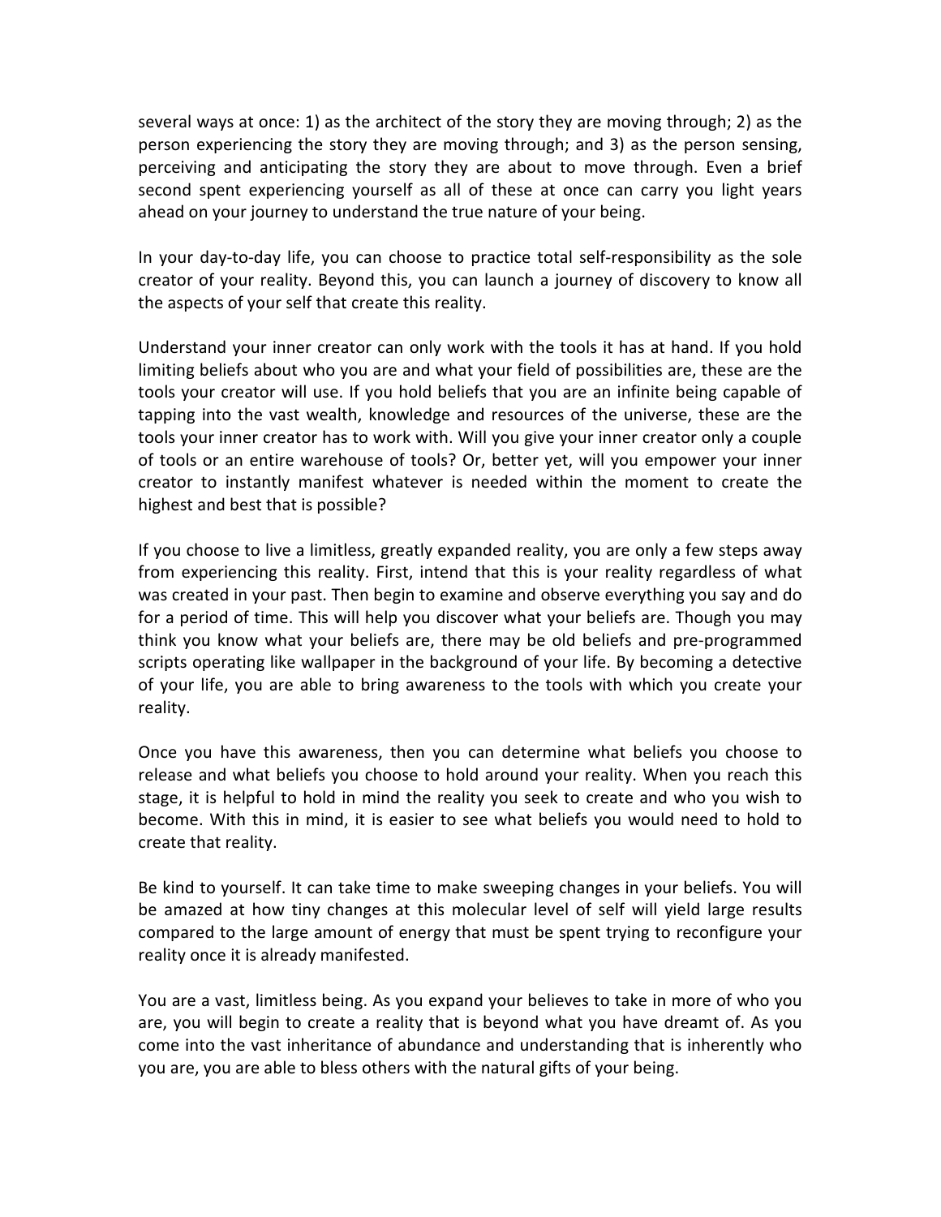several ways at once: 1) as the architect of the story they are moving through; 2) as the person experiencing the story they are moving through; and 3) as the person sensing, perceiving and anticipating the story they are about to move through. Even a brief second spent experiencing yourself as all of these at once can carry you light years ahead on your journey to understand the true nature of your being.

In your day-to-day life, you can choose to practice total self-responsibility as the sole creator of your reality. Beyond this, you can launch a journey of discovery to know all the aspects of your self that create this reality.

Understand your inner creator can only work with the tools it has at hand. If you hold limiting beliefs about who you are and what your field of possibilities are, these are the tools your creator will use. If you hold beliefs that you are an infinite being capable of tapping into the vast wealth, knowledge and resources of the universe, these are the tools your inner creator has to work with. Will you give your inner creator only a couple of tools or an entire warehouse of tools? Or, better yet, will you empower your inner creator to instantly manifest whatever is needed within the moment to create the highest and best that is possible?

If you choose to live a limitless, greatly expanded reality, you are only a few steps away from experiencing this reality. First, intend that this is your reality regardless of what was created in your past. Then begin to examine and observe everything you say and do for a period of time. This will help you discover what your beliefs are. Though you may think you know what your beliefs are, there may be old beliefs and pre-programmed scripts operating like wallpaper in the background of your life. By becoming a detective of your life, you are able to bring awareness to the tools with which you create your reality.

Once you have this awareness, then you can determine what beliefs you choose to release and what beliefs you choose to hold around your reality. When you reach this stage, it is helpful to hold in mind the reality you seek to create and who you wish to become. With this in mind, it is easier to see what beliefs you would need to hold to create that reality.

Be kind to yourself. It can take time to make sweeping changes in your beliefs. You will be amazed at how tiny changes at this molecular level of self will yield large results compared to the large amount of energy that must be spent trying to reconfigure your reality once it is already manifested.

You are a vast, limitless being. As you expand your believes to take in more of who you are, you will begin to create a reality that is beyond what you have dreamt of. As you come into the vast inheritance of abundance and understanding that is inherently who you are, you are able to bless others with the natural gifts of your being.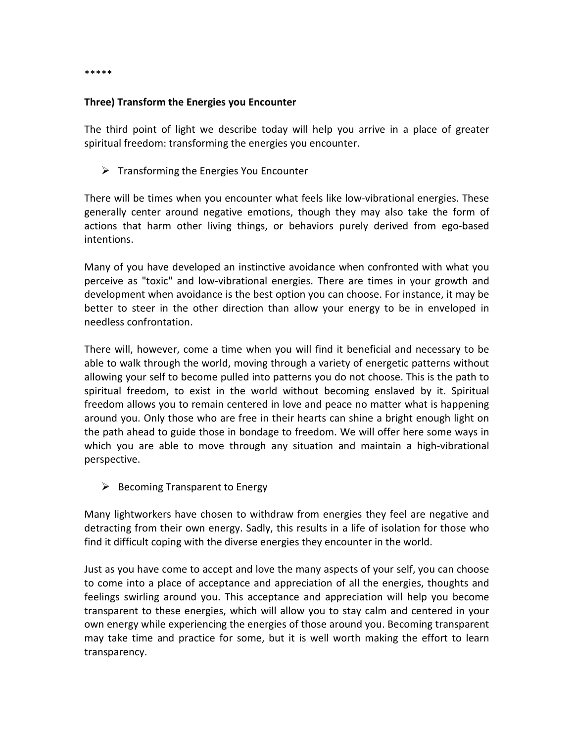*****

**Three) Transform the Energies you Encounter**

The third point of light we describe today will help you arrive in a place of greater spiritual freedom: transforming the energies you encounter.

- Transforming the Energies You Encounter

There will be times when you encounter what feels like low-vibrational energies. These generally center around negative emotions, though they may also take the form of actions that harm other living things, or behaviors purely derived from ego-based intentions.

Many of you have developed an instinctive avoidance when confronted with what you perceive as "toxic" and low-vibrational energies. There are times in your growth and development when avoidance is the best option you can choose. For instance, it may be better to steer in the other direction than allow your energy to be in enveloped in needless confrontation.

There will, however, come a time when you will find it beneficial and necessary to be able to walk through the world, moving through a variety of energetic patterns without allowing your self to become pulled into patterns you do not choose. This is the path to spiritual freedom, to exist in the world without becoming enslaved by it. Spiritual freedom allows you to remain centered in love and peace no matter what is happening around you. Only those who are free in their hearts can shine a bright enough light on the path ahead to guide those in bondage to freedom. We will offer here some ways in which you are able to move through any situation and maintain a high-vibrational perspective.

- Becoming Transparent to Energy

Many lightworkers have chosen to withdraw from energies they feel are negative and detracting from their own energy. Sadly, this results in a life of isolation for those who find it difficult coping with the diverse energies they encounter in the world.

Just as you have come to accept and love the many aspects of your self, you can choose to come into a place of acceptance and appreciation of all the energies, thoughts and feelings swirling around you. This acceptance and appreciation will help you become transparent to these energies, which will allow you to stay calm and centered in your own energy while experiencing the energies of those around you. Becoming transparent may take time and practice for some, but it is well worth making the effort to learn transparency.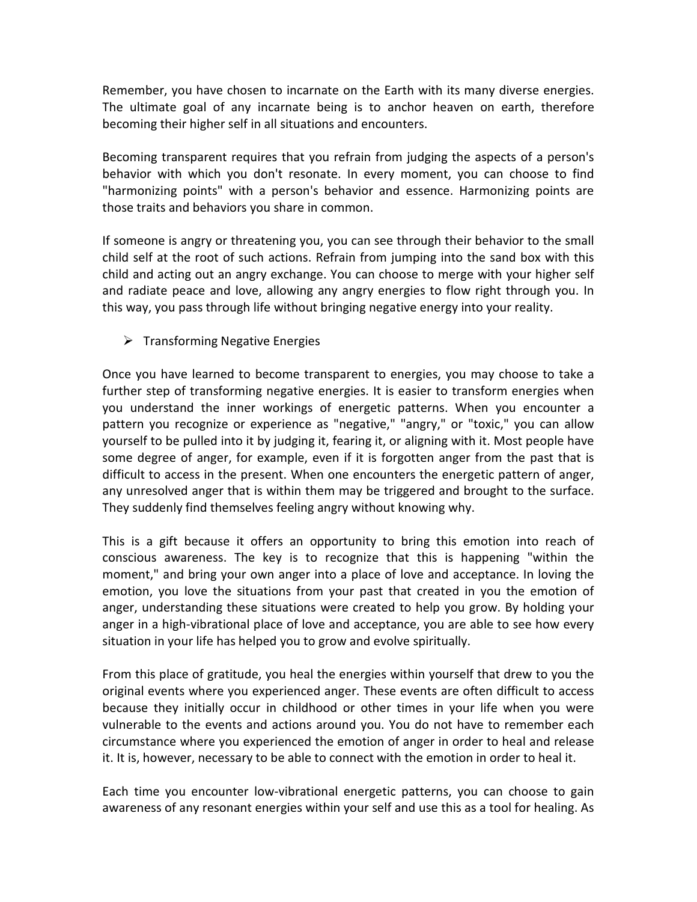Remember, you have chosen to incarnate on the Earth with its many diverse energies. The ultimate goal of any incarnate being is to anchor heaven on earth, therefore becoming their higher self in all situations and encounters.

Becoming transparent requires that you refrain from judging the aspects of a person's behavior with which you don't resonate. In every moment, you can choose to find "harmonizing points" with a person's behavior and essence. Harmonizing points are those traits and behaviors you share in common.

If someone is angry or threatening you, you can see through their behavior to the small child self at the root of such actions. Refrain from jumping into the sand box with this child and acting out an angry exchange. You can choose to merge with your higher self and radiate peace and love, allowing any angry energies to flow right through you. In this way, you pass through life without bringing negative energy into your reality.

- Transforming Negative Energies

Once you have learned to become transparent to energies, you may choose to take a further step of transforming negative energies. It is easier to transform energies when you understand the inner workings of energetic patterns. When you encounter a pattern you recognize or experience as "negative," "angry," or "toxic," you can allow yourself to be pulled into it by judging it, fearing it, or aligning with it. Most people have some degree of anger, for example, even if it is forgotten anger from the past that is difficult to access in the present. When one encounters the energetic pattern of anger, any unresolved anger that is within them may be triggered and brought to the surface. They suddenly find themselves feeling angry without knowing why.

This is a gift because it offers an opportunity to bring this emotion into reach of conscious awareness. The key is to recognize that this is happening "within the moment," and bring your own anger into a place of love and acceptance. In loving the emotion, you love the situations from your past that created in you the emotion of anger, understanding these situations were created to help you grow. By holding your anger in a high-vibrational place of love and acceptance, you are able to see how every situation in your life has helped you to grow and evolve spiritually.

From this place of gratitude, you heal the energies within yourself that drew to you the original events where you experienced anger. These events are often difficult to access because they initially occur in childhood or other times in your life when you were vulnerable to the events and actions around you. You do not have to remember each circumstance where you experienced the emotion of anger in order to heal and release it. It is, however, necessary to be able to connect with the emotion in order to heal it.

Each time you encounter low-vibrational energetic patterns, you can choose to gain awareness of any resonant energies within your self and use this as a tool for healing. As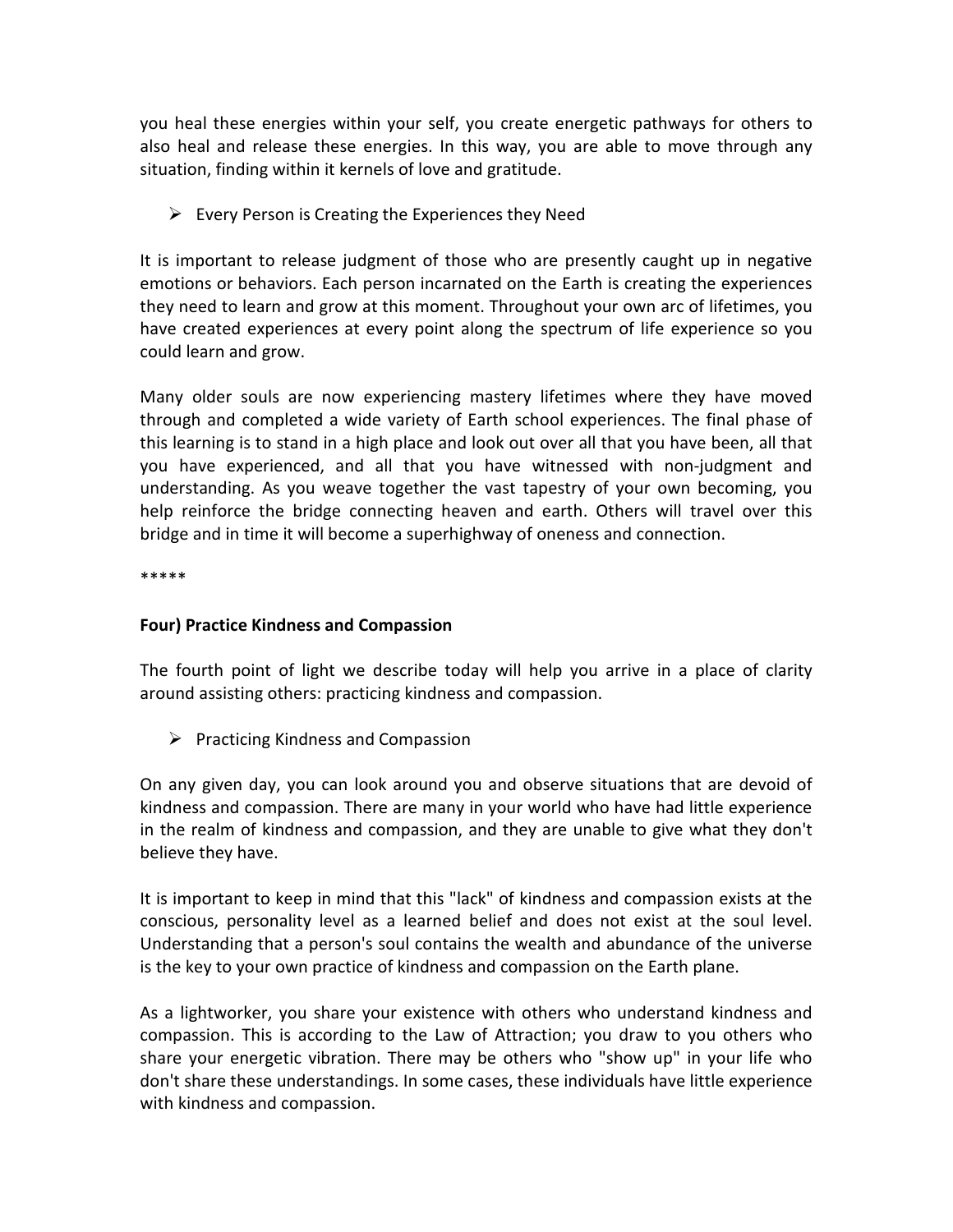you heal these energies within your self, you create energetic pathways for others to also heal and release these energies. In this way, you are able to move through any situation, finding within it kernels of love and gratitude.

- ➢ Every Person is Creating the Experiences they Need

It is important to release judgment of those who are presently caught up in negative emotions or behaviors. Each person incarnated on the Earth is creating the experiences they need to learn and grow at this moment. Throughout your own arc of lifetimes, you have created experiences at every point along the spectrum of life experience so you could learn and grow.

Many older souls are now experiencing mastery lifetimes where they have moved through and completed a wide variety of Earth school experiences. The final phase of this learning is to stand in a high place and look out over all that you have been, all that you have experienced, and all that you have witnessed with non-judgment and understanding. As you weave together the vast tapestry of your own becoming, you help reinforce the bridge connecting heaven and earth. Others will travel over this bridge and in time it will become a superhighway of oneness and connection.

*****

**Four) Practice Kindness and Compassion**

The fourth point of light we describe today will help you arrive in a place of clarity around assisting others: practicing kindness and compassion.

- ➢ Practicing Kindness and Compassion

On any given day, you can look around you and observe situations that are devoid of kindness and compassion. There are many in your world who have had little experience in the realm of kindness and compassion, and they are unable to give what they don't believe they have.

It is important to keep in mind that this "lack" of kindness and compassion exists at the conscious, personality level as a learned belief and does not exist at the soul level. Understanding that a person's soul contains the wealth and abundance of the universe is the key to your own practice of kindness and compassion on the Earth plane.

As a lightworker, you share your existence with others who understand kindness and compassion. This is according to the Law of Attraction; you draw to you others who share your energetic vibration. There may be others who "show up" in your life who don't share these understandings. In some cases, these individuals have little experience with kindness and compassion.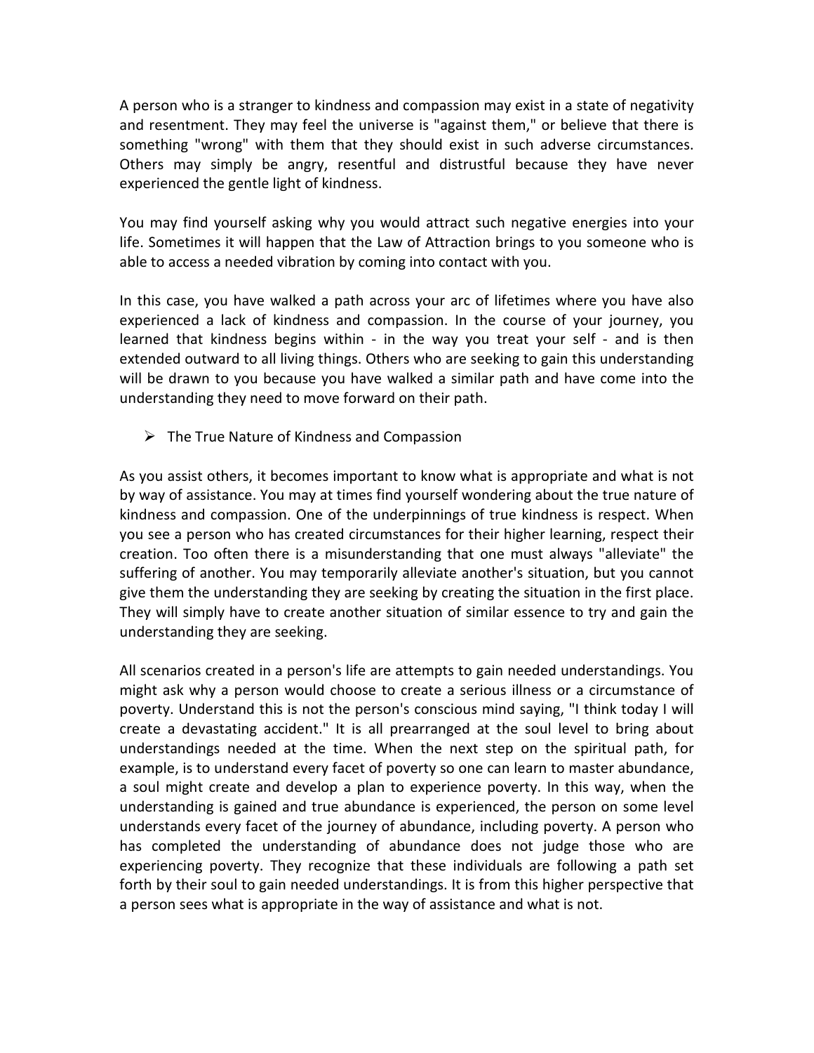A person who is a stranger to kindness and compassion may exist in a state of negativity and resentment. They may feel the universe is "against them," or believe that there is something "wrong" with them that they should exist in such adverse circumstances. Others may simply be angry, resentful and distrustful because they have never experienced the gentle light of kindness.

You may find yourself asking why you would attract such negative energies into your life. Sometimes it will happen that the Law of Attraction brings to you someone who is able to access a needed vibration by coming into contact with you.

In this case, you have walked a path across your arc of lifetimes where you have also experienced a lack of kindness and compassion. In the course of your journey, you learned that kindness begins within - in the way you treat your self - and is then extended outward to all living things. Others who are seeking to gain this understanding will be drawn to you because you have walked a similar path and have come into the understanding they need to move forward on their path.

- The True Nature of Kindness and Compassion

As you assist others, it becomes important to know what is appropriate and what is not by way of assistance. You may at times find yourself wondering about the true nature of kindness and compassion. One of the underpinnings of true kindness is respect. When you see a person who has created circumstances for their higher learning, respect their creation. Too often there is a misunderstanding that one must always "alleviate" the suffering of another. You may temporarily alleviate another's situation, but you cannot give them the understanding they are seeking by creating the situation in the first place. They will simply have to create another situation of similar essence to try and gain the understanding they are seeking.

All scenarios created in a person's life are attempts to gain needed understandings. You might ask why a person would choose to create a serious illness or a circumstance of poverty. Understand this is not the person's conscious mind saying, "I think today I will create a devastating accident." It is all prearranged at the soul level to bring about understandings needed at the time. When the next step on the spiritual path, for example, is to understand every facet of poverty so one can learn to master abundance, a soul might create and develop a plan to experience poverty. In this way, when the understanding is gained and true abundance is experienced, the person on some level understands every facet of the journey of abundance, including poverty. A person who has completed the understanding of abundance does not judge those who are experiencing poverty. They recognize that these individuals are following a path set forth by their soul to gain needed understandings. It is from this higher perspective that a person sees what is appropriate in the way of assistance and what is not.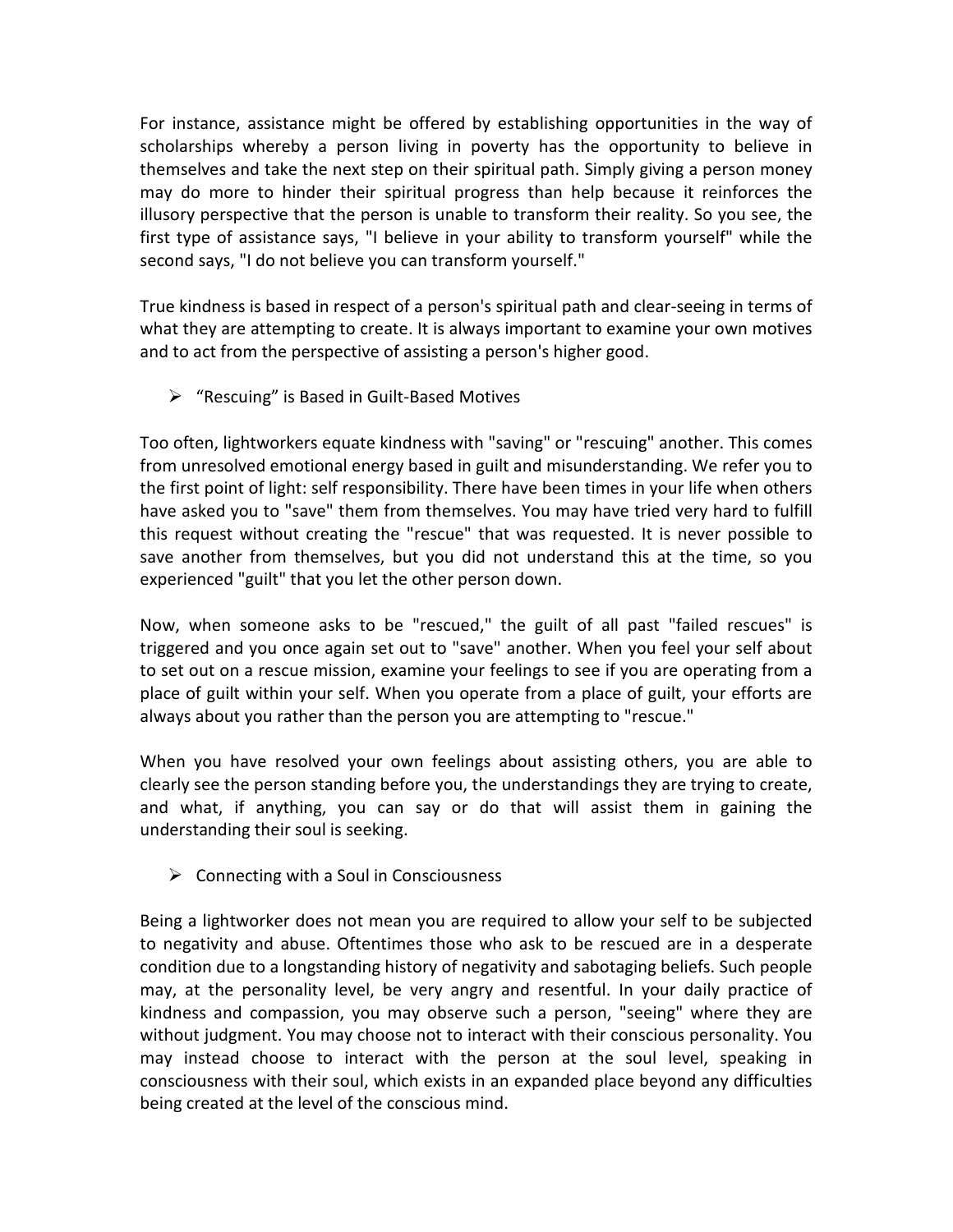For instance, assistance might be offered by establishing opportunities in the way of scholarships whereby a person living in poverty has the opportunity to believe in themselves and take the next step on their spiritual path. Simply giving a person money may do more to hinder their spiritual progress than help because it reinforces the illusory perspective that the person is unable to transform their reality. So you see, the first type of assistance says, "I believe in your ability to transform yourself" while the second says, "I do not believe you can transform yourself."

True kindness is based in respect of a person's spiritual path and clear-seeing in terms of what they are attempting to create. It is always important to examine your own motives and to act from the perspective of assisting a person's higher good.

- "Rescuing" is Based in Guilt-Based Motives

Too often, lightworkers equate kindness with "saving" or "rescuing" another. This comes from unresolved emotional energy based in guilt and misunderstanding. We refer you to the first point of light: self responsibility. There have been times in your life when others have asked you to "save" them from themselves. You may have tried very hard to fulfill this request without creating the "rescue" that was requested. It is never possible to save another from themselves, but you did not understand this at the time, so you experienced "guilt" that you let the other person down.

Now, when someone asks to be "rescued," the guilt of all past "failed rescues" is triggered and you once again set out to "save" another. When you feel your self about to set out on a rescue mission, examine your feelings to see if you are operating from a place of guilt within your self. When you operate from a place of guilt, your efforts are always about you rather than the person you are attempting to "rescue."

When you have resolved your own feelings about assisting others, you are able to clearly see the person standing before you, the understandings they are trying to create, and what, if anything, you can say or do that will assist them in gaining the understanding their soul is seeking.

- Connecting with a Soul in Consciousness

Being a lightworker does not mean you are required to allow your self to be subjected to negativity and abuse. Oftentimes those who ask to be rescued are in a desperate condition due to a longstanding history of negativity and sabotaging beliefs. Such people may, at the personality level, be very angry and resentful. In your daily practice of kindness and compassion, you may observe such a person, "seeing" where they are without judgment. You may choose not to interact with their conscious personality. You may instead choose to interact with the person at the soul level, speaking in consciousness with their soul, which exists in an expanded place beyond any difficulties being created at the level of the conscious mind.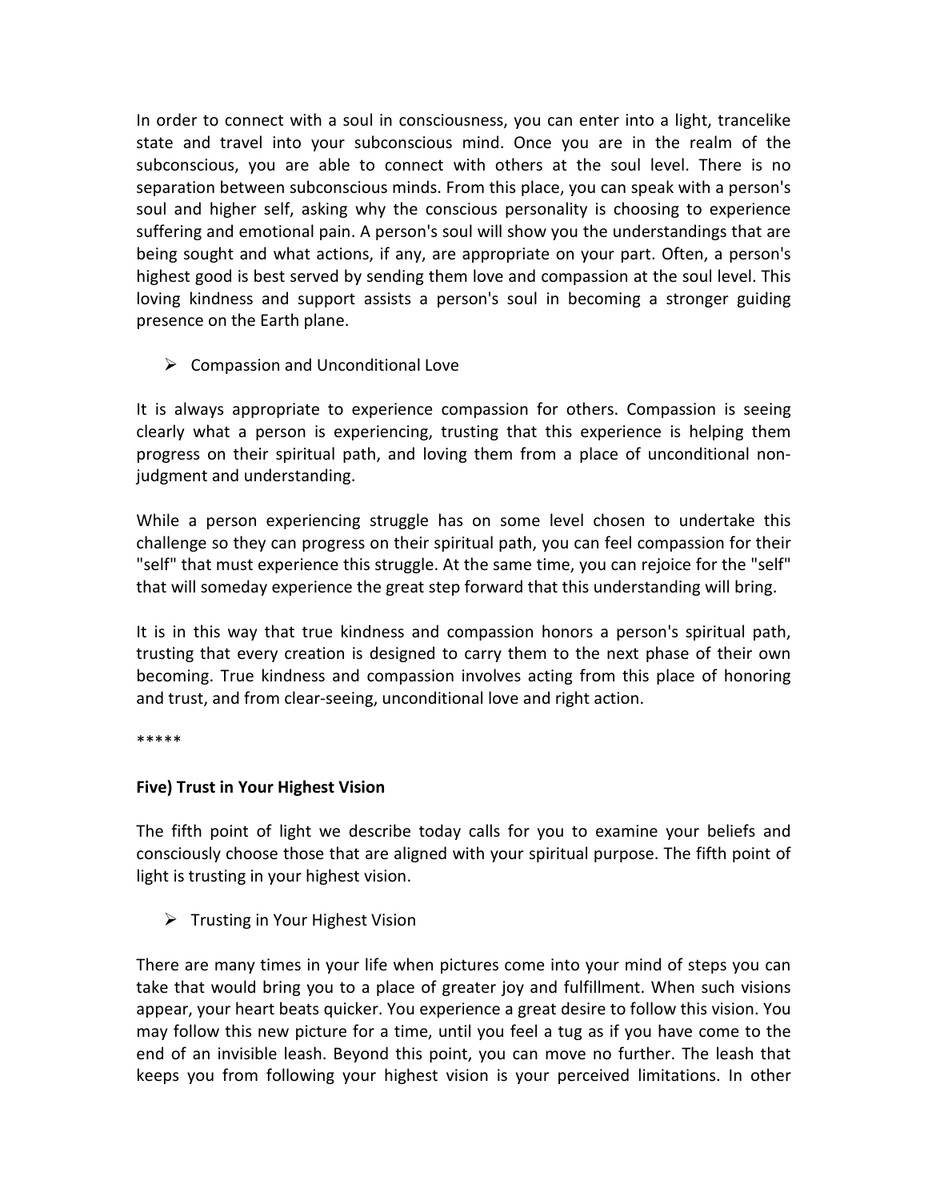In order to connect with a soul in consciousness, you can enter into a light, trancelike state and travel into your subconscious mind. Once you are in the realm of the subconscious, you are able to connect with others at the soul level. There is no separation between subconscious minds. From this place, you can speak with a person's soul and higher self, asking why the conscious personality is choosing to experience suffering and emotional pain. A person's soul will show you the understandings that are being sought and what actions, if any, are appropriate on your part. Often, a person's highest good is best served by sending them love and compassion at the soul level. This loving kindness and support assists a person's soul in becoming a stronger guiding presence on the Earth plane.

- Compassion and Unconditional Love

It is always appropriate to experience compassion for others. Compassion is seeing clearly what a person is experiencing, trusting that this experience is helping them progress on their spiritual path, and loving them from a place of unconditional non-judgment and understanding.

While a person experiencing struggle has on some level chosen to undertake this challenge so they can progress on their spiritual path, you can feel compassion for their "self" that must experience this struggle. At the same time, you can rejoice for the "self" that will someday experience the great step forward that this understanding will bring.

It is in this way that true kindness and compassion honors a person's spiritual path, trusting that every creation is designed to carry them to the next phase of their own becoming. True kindness and compassion involves acting from this place of honoring and trust, and from clear-seeing, unconditional love and right action.

*****

**Five) Trust in Your Highest Vision**

The fifth point of light we describe today calls for you to examine your beliefs and consciously choose those that are aligned with your spiritual purpose. The fifth point of light is trusting in your highest vision.

- Trusting in Your Highest Vision

There are many times in your life when pictures come into your mind of steps you can take that would bring you to a place of greater joy and fulfillment. When such visions appear, your heart beats quicker. You experience a great desire to follow this vision. You may follow this new picture for a time, until you feel a tug as if you have come to the end of an invisible leash. Beyond this point, you can move no further. The leash that keeps you from following your highest vision is your perceived limitations. In other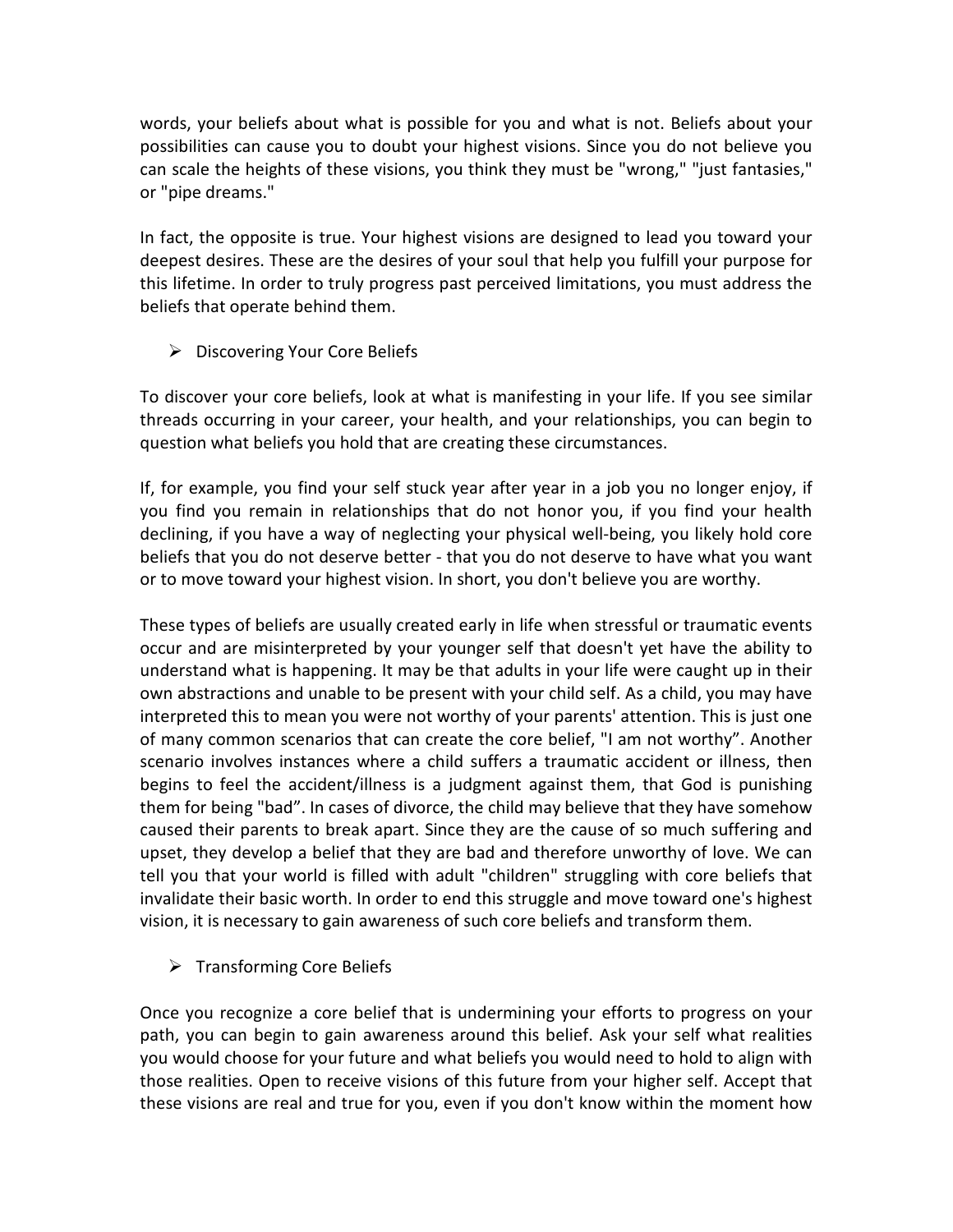words, your beliefs about what is possible for you and what is not. Beliefs about your possibilities can cause you to doubt your highest visions. Since you do not believe you can scale the heights of these visions, you think they must be "wrong," "just fantasies," or "pipe dreams."

In fact, the opposite is true. Your highest visions are designed to lead you toward your deepest desires. These are the desires of your soul that help you fulfill your purpose for this lifetime. In order to truly progress past perceived limitations, you must address the beliefs that operate behind them.

- Discovering Your Core Beliefs

To discover your core beliefs, look at what is manifesting in your life. If you see similar threads occurring in your career, your health, and your relationships, you can begin to question what beliefs you hold that are creating these circumstances.

If, for example, you find your self stuck year after year in a job you no longer enjoy, if you find you remain in relationships that do not honor you, if you find your health declining, if you have a way of neglecting your physical well-being, you likely hold core beliefs that you do not deserve better - that you do not deserve to have what you want or to move toward your highest vision. In short, you don't believe you are worthy.

These types of beliefs are usually created early in life when stressful or traumatic events occur and are misinterpreted by your younger self that doesn't yet have the ability to understand what is happening. It may be that adults in your life were caught up in their own abstractions and unable to be present with your child self. As a child, you may have interpreted this to mean you were not worthy of your parents' attention. This is just one of many common scenarios that can create the core belief, "I am not worthy". Another scenario involves instances where a child suffers a traumatic accident or illness, then begins to feel the accident/illness is a judgment against them, that God is punishing them for being "bad". In cases of divorce, the child may believe that they have somehow caused their parents to break apart. Since they are the cause of so much suffering and upset, they develop a belief that they are bad and therefore unworthy of love. We can tell you that your world is filled with adult "children" struggling with core beliefs that invalidate their basic worth. In order to end this struggle and move toward one's highest vision, it is necessary to gain awareness of such core beliefs and transform them.

- Transforming Core Beliefs

Once you recognize a core belief that is undermining your efforts to progress on your path, you can begin to gain awareness around this belief. Ask your self what realities you would choose for your future and what beliefs you would need to hold to align with those realities. Open to receive visions of this future from your higher self. Accept that these visions are real and true for you, even if you don't know within the moment how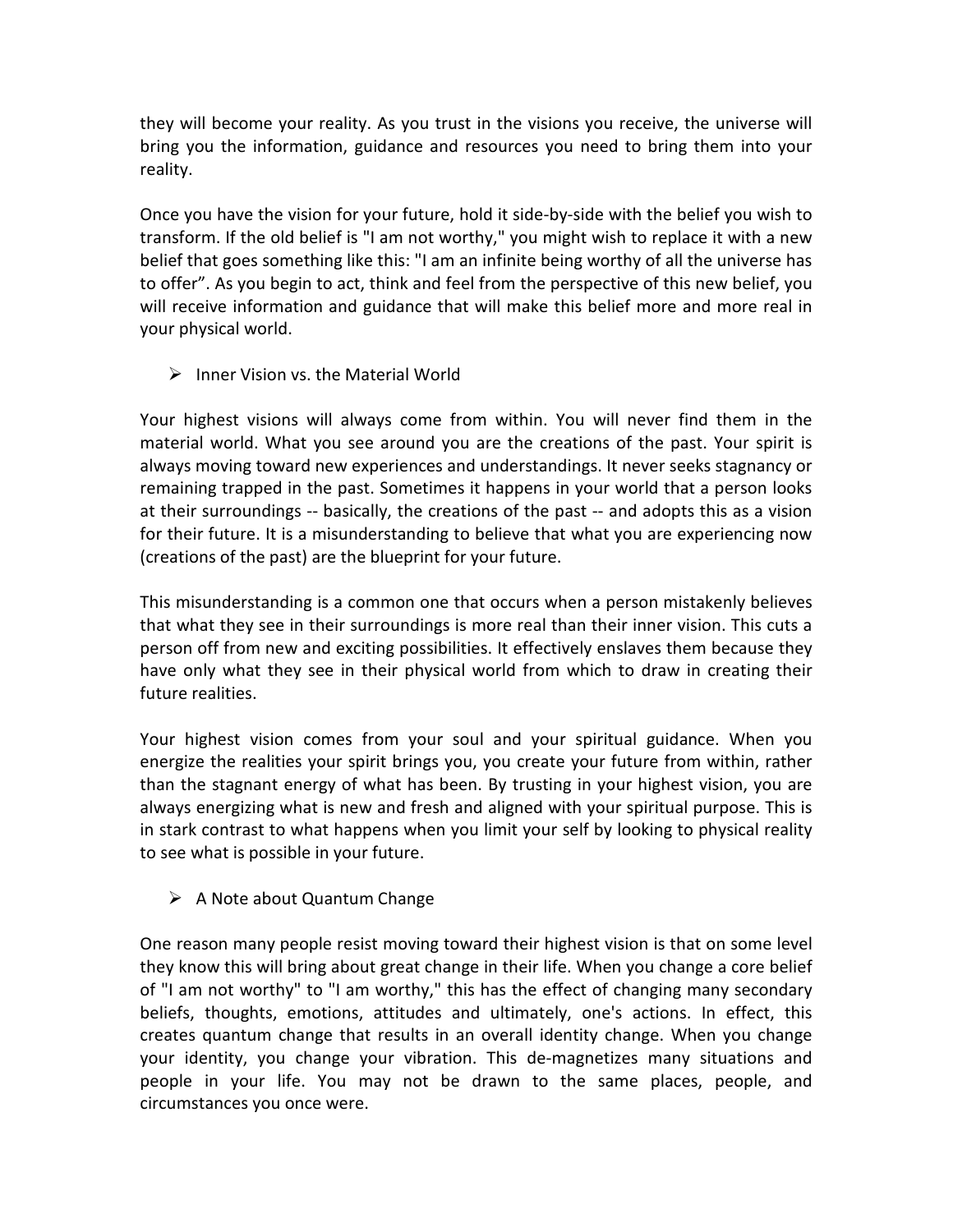they will become your reality. As you trust in the visions you receive, the universe will bring you the information, guidance and resources you need to bring them into your reality.

Once you have the vision for your future, hold it side-by-side with the belief you wish to transform. If the old belief is "I am not worthy," you might wish to replace it with a new belief that goes something like this: "I am an infinite being worthy of all the universe has to offer". As you begin to act, think and feel from the perspective of this new belief, you will receive information and guidance that will make this belief more and more real in your physical world.

- Inner Vision vs. the Material World

Your highest visions will always come from within. You will never find them in the material world. What you see around you are the creations of the past. Your spirit is always moving toward new experiences and understandings. It never seeks stagnancy or remaining trapped in the past. Sometimes it happens in your world that a person looks at their surroundings -- basically, the creations of the past -- and adopts this as a vision for their future. It is a misunderstanding to believe that what you are experiencing now (creations of the past) are the blueprint for your future.

This misunderstanding is a common one that occurs when a person mistakenly believes that what they see in their surroundings is more real than their inner vision. This cuts a person off from new and exciting possibilities. It effectively enslaves them because they have only what they see in their physical world from which to draw in creating their future realities.

Your highest vision comes from your soul and your spiritual guidance. When you energize the realities your spirit brings you, you create your future from within, rather than the stagnant energy of what has been. By trusting in your highest vision, you are always energizing what is new and fresh and aligned with your spiritual purpose. This is in stark contrast to what happens when you limit your self by looking to physical reality to see what is possible in your future.

- A Note about Quantum Change

One reason many people resist moving toward their highest vision is that on some level they know this will bring about great change in their life. When you change a core belief of "I am not worthy" to "I am worthy," this has the effect of changing many secondary beliefs, thoughts, emotions, attitudes and ultimately, one's actions. In effect, this creates quantum change that results in an overall identity change. When you change your identity, you change your vibration. This de-magnetizes many situations and people in your life. You may not be drawn to the same places, people, and circumstances you once were.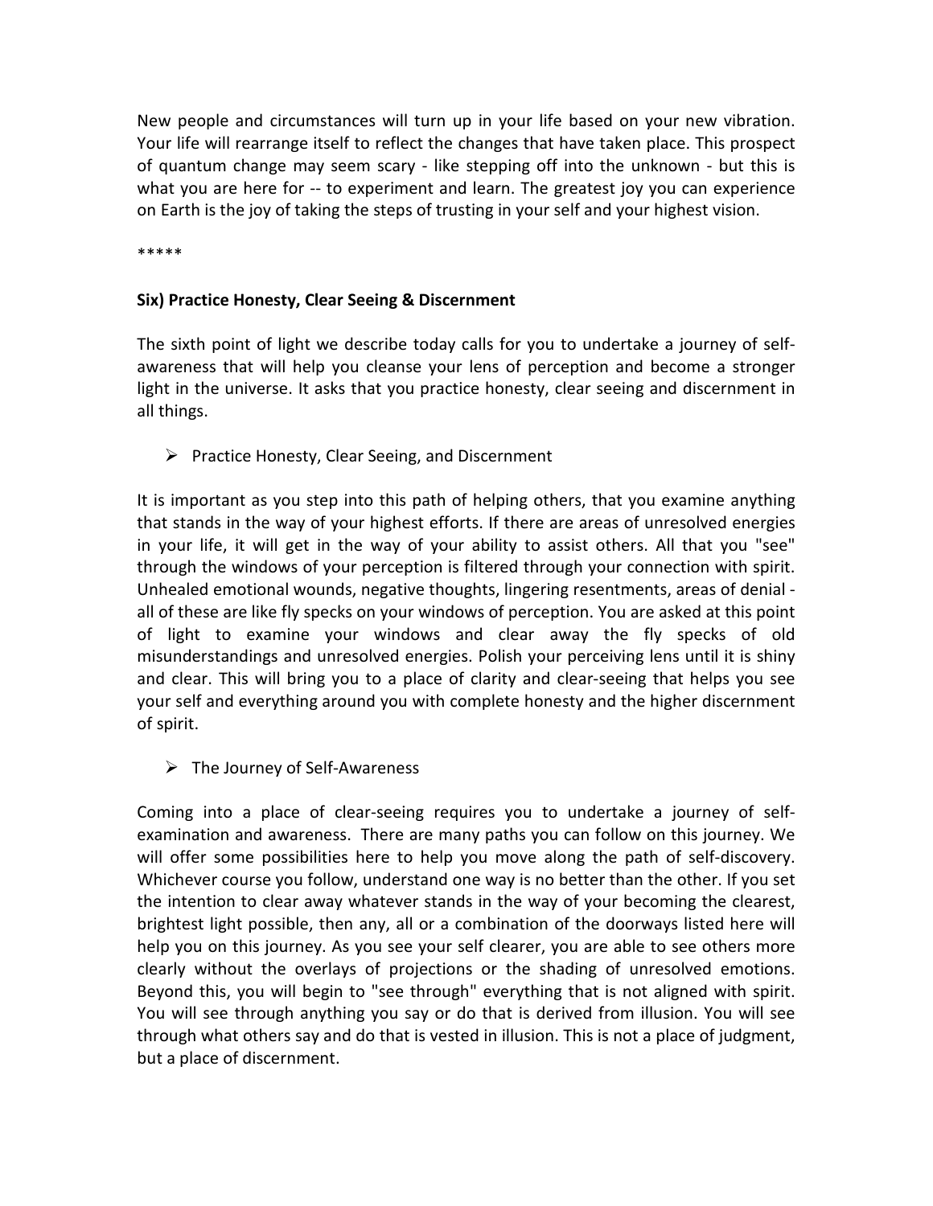New people and circumstances will turn up in your life based on your new vibration. Your life will rearrange itself to reflect the changes that have taken place. This prospect of quantum change may seem scary - like stepping off into the unknown - but this is what you are here for -- to experiment and learn. The greatest joy you can experience on Earth is the joy of taking the steps of trusting in your self and your highest vision.

*****

**Six) Practice Honesty, Clear Seeing & Discernment**

The sixth point of light we describe today calls for you to undertake a journey of self-awareness that will help you cleanse your lens of perception and become a stronger light in the universe. It asks that you practice honesty, clear seeing and discernment in all things.

- Practice Honesty, Clear Seeing, and Discernment

It is important as you step into this path of helping others, that you examine anything that stands in the way of your highest efforts. If there are areas of unresolved energies in your life, it will get in the way of your ability to assist others. All that you "see" through the windows of your perception is filtered through your connection with spirit. Unhealed emotional wounds, negative thoughts, lingering resentments, areas of denial - all of these are like fly specks on your windows of perception. You are asked at this point of light to examine your windows and clear away the fly specks of old misunderstandings and unresolved energies. Polish your perceiving lens until it is shiny and clear. This will bring you to a place of clarity and clear-seeing that helps you see your self and everything around you with complete honesty and the higher discernment of spirit.

- The Journey of Self-Awareness

Coming into a place of clear-seeing requires you to undertake a journey of self-examination and awareness. There are many paths you can follow on this journey. We will offer some possibilities here to help you move along the path of self-discovery. Whichever course you follow, understand one way is no better than the other. If you set the intention to clear away whatever stands in the way of your becoming the clearest, brightest light possible, then any, all or a combination of the doorways listed here will help you on this journey. As you see your self clearer, you are able to see others more clearly without the overlays of projections or the shading of unresolved emotions. Beyond this, you will begin to "see through" everything that is not aligned with spirit. You will see through anything you say or do that is derived from illusion. You will see through what others say and do that is vested in illusion. This is not a place of judgment, but a place of discernment.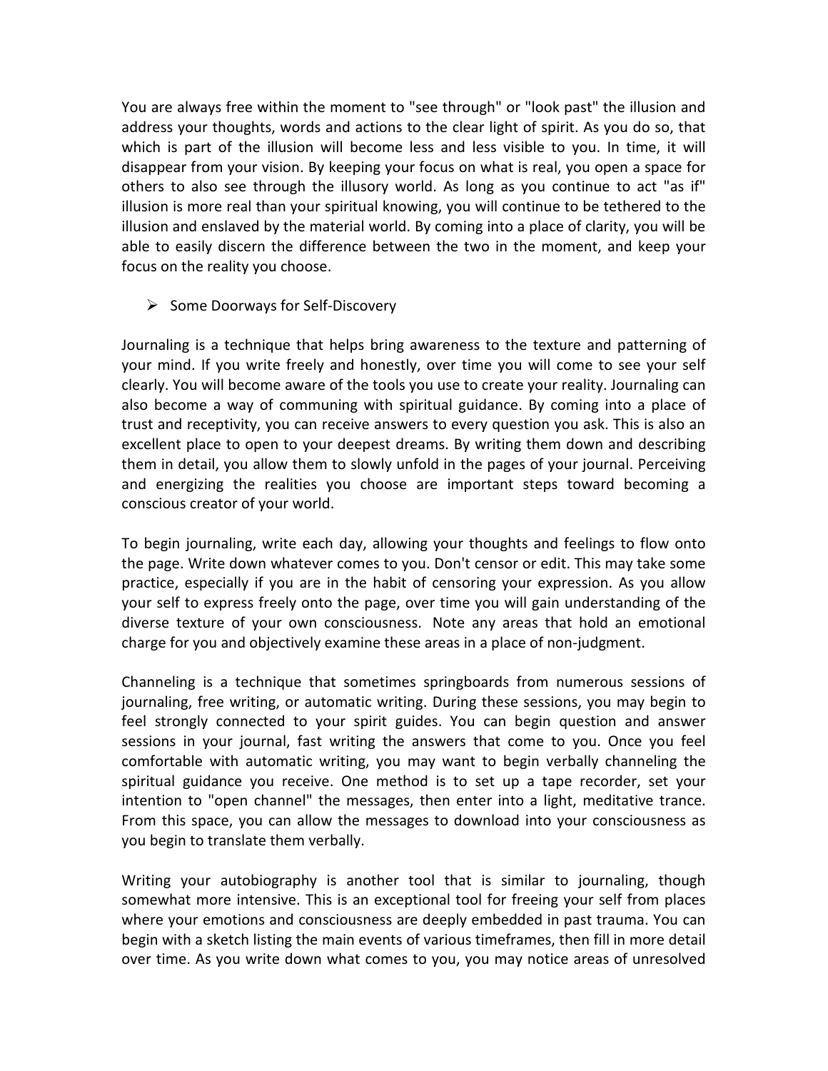You are always free within the moment to "see through" or "look past" the illusion and address your thoughts, words and actions to the clear light of spirit. As you do so, that which is part of the illusion will become less and less visible to you. In time, it will disappear from your vision. By keeping your focus on what is real, you open a space for others to also see through the illusory world. As long as you continue to act "as if" illusion is more real than your spiritual knowing, you will continue to be tethered to the illusion and enslaved by the material world. By coming into a place of clarity, you will be able to easily discern the difference between the two in the moment, and keep your focus on the reality you choose.

- Some Doorways for Self-Discovery

Journaling is a technique that helps bring awareness to the texture and patterning of your mind. If you write freely and honestly, over time you will come to see your self clearly. You will become aware of the tools you use to create your reality. Journaling can also become a way of communing with spiritual guidance. By coming into a place of trust and receptivity, you can receive answers to every question you ask. This is also an excellent place to open to your deepest dreams. By writing them down and describing them in detail, you allow them to slowly unfold in the pages of your journal. Perceiving and energizing the realities you choose are important steps toward becoming a conscious creator of your world.

To begin journaling, write each day, allowing your thoughts and feelings to flow onto the page. Write down whatever comes to you. Don't censor or edit. This may take some practice, especially if you are in the habit of censoring your expression. As you allow your self to express freely onto the page, over time you will gain understanding of the diverse texture of your own consciousness. Note any areas that hold an emotional charge for you and objectively examine these areas in a place of non-judgment.

Channeling is a technique that sometimes springboards from numerous sessions of journaling, free writing, or automatic writing. During these sessions, you may begin to feel strongly connected to your spirit guides. You can begin question and answer sessions in your journal, fast writing the answers that come to you. Once you feel comfortable with automatic writing, you may want to begin verbally channeling the spiritual guidance you receive. One method is to set up a tape recorder, set your intention to "open channel" the messages, then enter into a light, meditative trance. From this space, you can allow the messages to download into your consciousness as you begin to translate them verbally.

Writing your autobiography is another tool that is similar to journaling, though somewhat more intensive. This is an exceptional tool for freeing your self from places where your emotions and consciousness are deeply embedded in past trauma. You can begin with a sketch listing the main events of various timeframes, then fill in more detail over time. As you write down what comes to you, you may notice areas of unresolved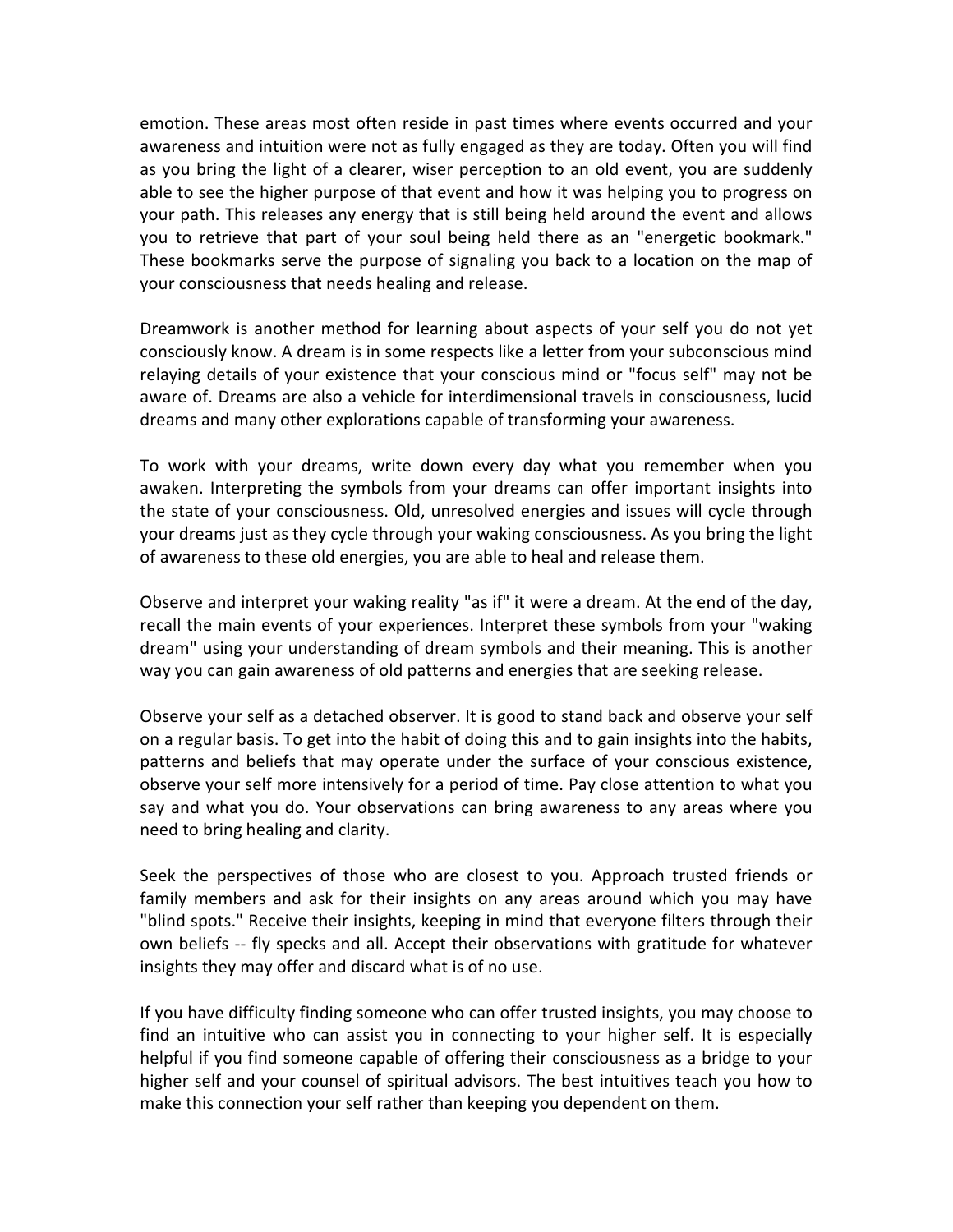emotion. These areas most often reside in past times where events occurred and your awareness and intuition were not as fully engaged as they are today. Often you will find as you bring the light of a clearer, wiser perception to an old event, you are suddenly able to see the higher purpose of that event and how it was helping you to progress on your path. This releases any energy that is still being held around the event and allows you to retrieve that part of your soul being held there as an "energetic bookmark." These bookmarks serve the purpose of signaling you back to a location on the map of your consciousness that needs healing and release.

Dreamwork is another method for learning about aspects of your self you do not yet consciously know. A dream is in some respects like a letter from your subconscious mind relaying details of your existence that your conscious mind or "focus self" may not be aware of. Dreams are also a vehicle for interdimensional travels in consciousness, lucid dreams and many other explorations capable of transforming your awareness.

To work with your dreams, write down every day what you remember when you awaken. Interpreting the symbols from your dreams can offer important insights into the state of your consciousness. Old, unresolved energies and issues will cycle through your dreams just as they cycle through your waking consciousness. As you bring the light of awareness to these old energies, you are able to heal and release them.

Observe and interpret your waking reality "as if" it were a dream. At the end of the day, recall the main events of your experiences. Interpret these symbols from your "waking dream" using your understanding of dream symbols and their meaning. This is another way you can gain awareness of old patterns and energies that are seeking release.

Observe your self as a detached observer. It is good to stand back and observe your self on a regular basis. To get into the habit of doing this and to gain insights into the habits, patterns and beliefs that may operate under the surface of your conscious existence, observe your self more intensively for a period of time. Pay close attention to what you say and what you do. Your observations can bring awareness to any areas where you need to bring healing and clarity.

Seek the perspectives of those who are closest to you. Approach trusted friends or family members and ask for their insights on any areas around which you may have "blind spots." Receive their insights, keeping in mind that everyone filters through their own beliefs -- fly specks and all. Accept their observations with gratitude for whatever insights they may offer and discard what is of no use.

If you have difficulty finding someone who can offer trusted insights, you may choose to find an intuitive who can assist you in connecting to your higher self. It is especially helpful if you find someone capable of offering their consciousness as a bridge to your higher self and your counsel of spiritual advisors. The best intuitives teach you how to make this connection your self rather than keeping you dependent on them.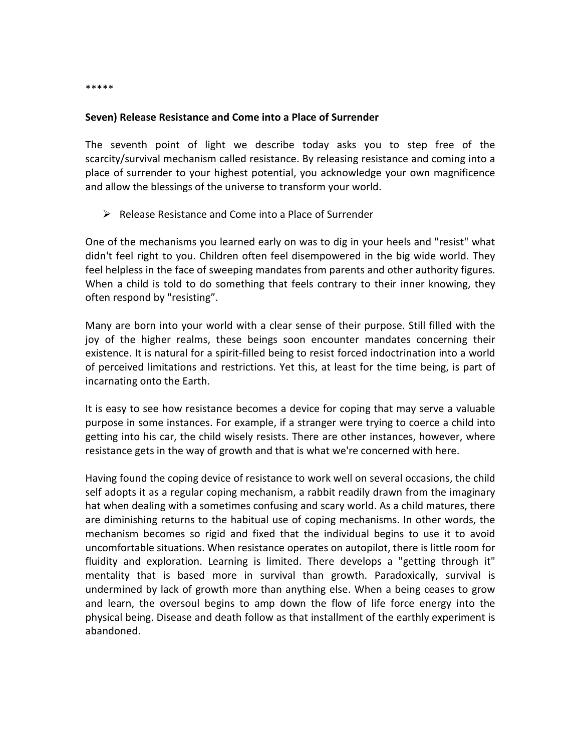*****

**Seven) Release Resistance and Come into a Place of Surrender**

The seventh point of light we describe today asks you to step free of the scarcity/survival mechanism called resistance. By releasing resistance and coming into a place of surrender to your highest potential, you acknowledge your own magnificence and allow the blessings of the universe to transform your world.

- Release Resistance and Come into a Place of Surrender

One of the mechanisms you learned early on was to dig in your heels and "resist" what didn't feel right to you. Children often feel disempowered in the big wide world. They feel helpless in the face of sweeping mandates from parents and other authority figures. When a child is told to do something that feels contrary to their inner knowing, they often respond by "resisting".

Many are born into your world with a clear sense of their purpose. Still filled with the joy of the higher realms, these beings soon encounter mandates concerning their existence. It is natural for a spirit-filled being to resist forced indoctrination into a world of perceived limitations and restrictions. Yet this, at least for the time being, is part of incarnating onto the Earth.

It is easy to see how resistance becomes a device for coping that may serve a valuable purpose in some instances. For example, if a stranger were trying to coerce a child into getting into his car, the child wisely resists. There are other instances, however, where resistance gets in the way of growth and that is what we're concerned with here.

Having found the coping device of resistance to work well on several occasions, the child self adopts it as a regular coping mechanism, a rabbit readily drawn from the imaginary hat when dealing with a sometimes confusing and scary world. As a child matures, there are diminishing returns to the habitual use of coping mechanisms. In other words, the mechanism becomes so rigid and fixed that the individual begins to use it to avoid uncomfortable situations. When resistance operates on autopilot, there is little room for fluidity and exploration. Learning is limited. There develops a "getting through it" mentality that is based more in survival than growth. Paradoxically, survival is undermined by lack of growth more than anything else. When a being ceases to grow and learn, the oversoul begins to amp down the flow of life force energy into the physical being. Disease and death follow as that installment of the earthly experiment is abandoned.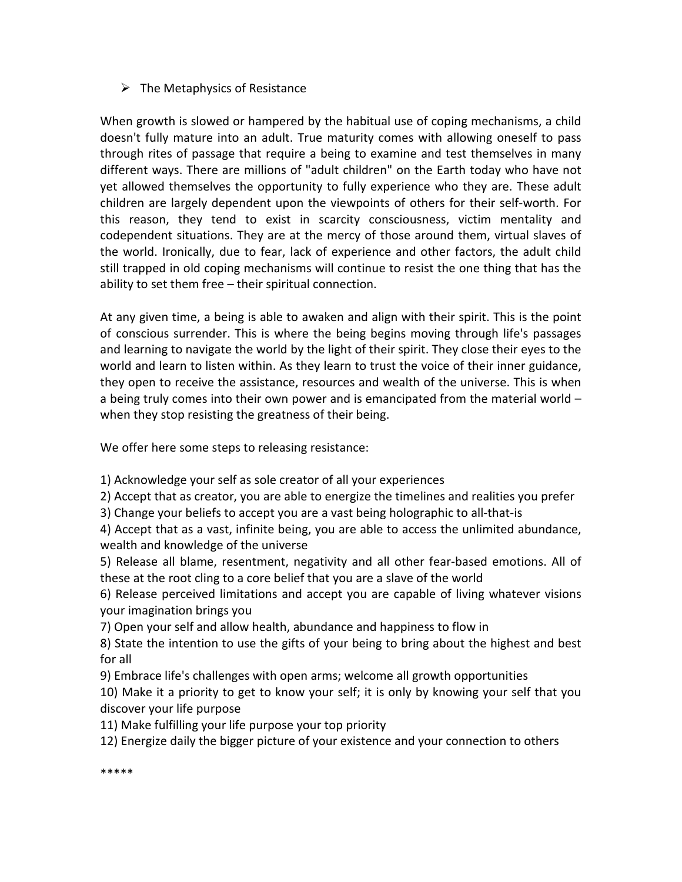- The Metaphysics of Resistance

When growth is slowed or hampered by the habitual use of coping mechanisms, a child doesn't fully mature into an adult. True maturity comes with allowing oneself to pass through rites of passage that require a being to examine and test themselves in many different ways. There are millions of "adult children" on the Earth today who have not yet allowed themselves the opportunity to fully experience who they are. These adult children are largely dependent upon the viewpoints of others for their self-worth. For this reason, they tend to exist in scarcity consciousness, victim mentality and codependent situations. They are at the mercy of those around them, virtual slaves of the world. Ironically, due to fear, lack of experience and other factors, the adult child still trapped in old coping mechanisms will continue to resist the one thing that has the ability to set them free – their spiritual connection.

At any given time, a being is able to awaken and align with their spirit. This is the point of conscious surrender. This is where the being begins moving through life's passages and learning to navigate the world by the light of their spirit. They close their eyes to the world and learn to listen within. As they learn to trust the voice of their inner guidance, they open to receive the assistance, resources and wealth of the universe. This is when a being truly comes into their own power and is emancipated from the material world – when they stop resisting the greatness of their being.

We offer here some steps to releasing resistance:

1) Acknowledge your self as sole creator of all your experiences
2) Accept that as creator, you are able to energize the timelines and realities you prefer
3) Change your beliefs to accept you are a vast being holographic to all-that-is
4) Accept that as a vast, infinite being, you are able to access the unlimited abundance, wealth and knowledge of the universe
5) Release all blame, resentment, negativity and all other fear-based emotions. All of these at the root cling to a core belief that you are a slave of the world
6) Release perceived limitations and accept you are capable of living whatever visions your imagination brings you
7) Open your self and allow health, abundance and happiness to flow in
8) State the intention to use the gifts of your being to bring about the highest and best for all
9) Embrace life's challenges with open arms; welcome all growth opportunities
10) Make it a priority to get to know your self; it is only by knowing your self that you discover your life purpose
11) Make fulfilling your life purpose your top priority
12) Energize daily the bigger picture of your existence and your connection to others

*****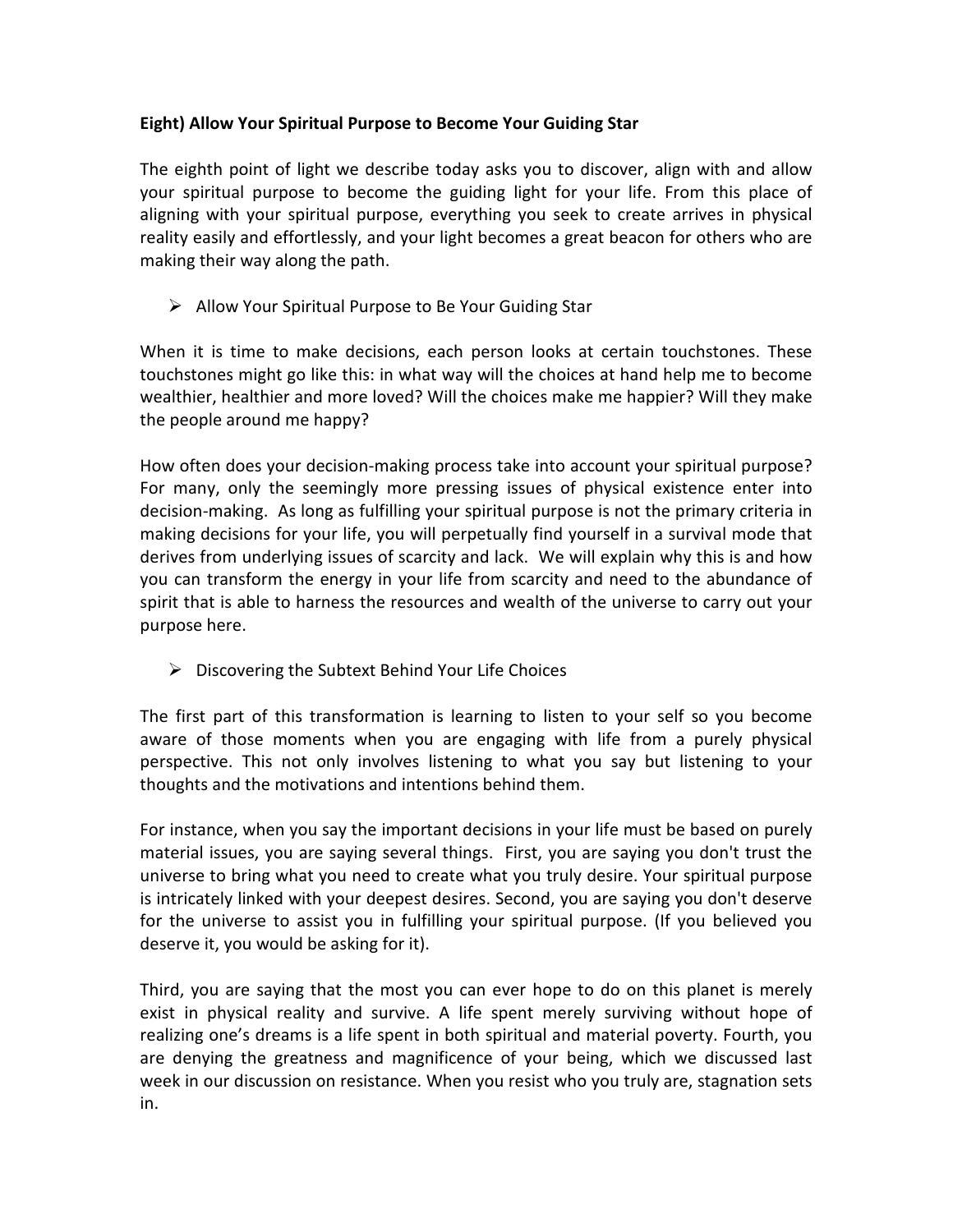**Eight) Allow Your Spiritual Purpose to Become Your Guiding Star**

The eighth point of light we describe today asks you to discover, align with and allow your spiritual purpose to become the guiding light for your life. From this place of aligning with your spiritual purpose, everything you seek to create arrives in physical reality easily and effortlessly, and your light becomes a great beacon for others who are making their way along the path.

- Allow Your Spiritual Purpose to Be Your Guiding Star

When it is time to make decisions, each person looks at certain touchstones. These touchstones might go like this: in what way will the choices at hand help me to become wealthier, healthier and more loved? Will the choices make me happier? Will they make the people around me happy?

How often does your decision-making process take into account your spiritual purpose? For many, only the seemingly more pressing issues of physical existence enter into decision-making. As long as fulfilling your spiritual purpose is not the primary criteria in making decisions for your life, you will perpetually find yourself in a survival mode that derives from underlying issues of scarcity and lack. We will explain why this is and how you can transform the energy in your life from scarcity and need to the abundance of spirit that is able to harness the resources and wealth of the universe to carry out your purpose here.

- Discovering the Subtext Behind Your Life Choices

The first part of this transformation is learning to listen to your self so you become aware of those moments when you are engaging with life from a purely physical perspective. This not only involves listening to what you say but listening to your thoughts and the motivations and intentions behind them.

For instance, when you say the important decisions in your life must be based on purely material issues, you are saying several things. First, you are saying you don't trust the universe to bring what you need to create what you truly desire. Your spiritual purpose is intricately linked with your deepest desires. Second, you are saying you don't deserve for the universe to assist you in fulfilling your spiritual purpose. (If you believed you deserve it, you would be asking for it).

Third, you are saying that the most you can ever hope to do on this planet is merely exist in physical reality and survive. A life spent merely surviving without hope of realizing one's dreams is a life spent in both spiritual and material poverty. Fourth, you are denying the greatness and magnificence of your being, which we discussed last week in our discussion on resistance. When you resist who you truly are, stagnation sets in.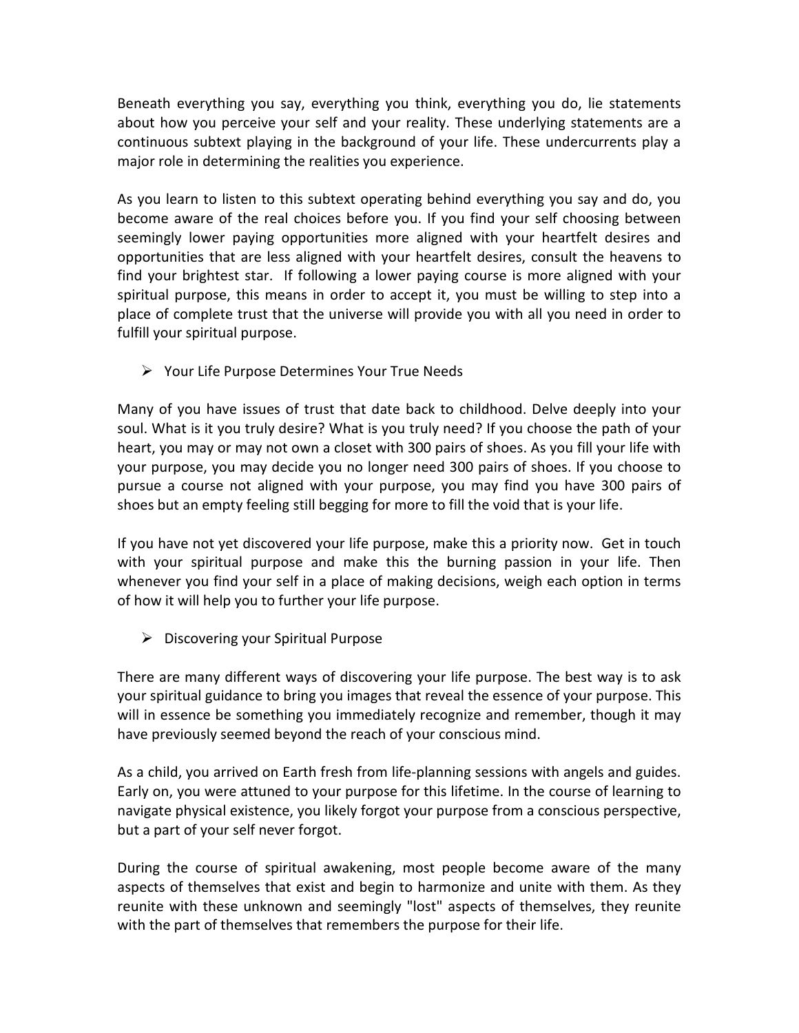Beneath everything you say, everything you think, everything you do, lie statements about how you perceive your self and your reality. These underlying statements are a continuous subtext playing in the background of your life. These undercurrents play a major role in determining the realities you experience.

As you learn to listen to this subtext operating behind everything you say and do, you become aware of the real choices before you. If you find your self choosing between seemingly lower paying opportunities more aligned with your heartfelt desires and opportunities that are less aligned with your heartfelt desires, consult the heavens to find your brightest star. If following a lower paying course is more aligned with your spiritual purpose, this means in order to accept it, you must be willing to step into a place of complete trust that the universe will provide you with all you need in order to fulfill your spiritual purpose.

- Your Life Purpose Determines Your True Needs

Many of you have issues of trust that date back to childhood. Delve deeply into your soul. What is it you truly desire? What is you truly need? If you choose the path of your heart, you may or may not own a closet with 300 pairs of shoes. As you fill your life with your purpose, you may decide you no longer need 300 pairs of shoes. If you choose to pursue a course not aligned with your purpose, you may find you have 300 pairs of shoes but an empty feeling still begging for more to fill the void that is your life.

If you have not yet discovered your life purpose, make this a priority now. Get in touch with your spiritual purpose and make this the burning passion in your life. Then whenever you find your self in a place of making decisions, weigh each option in terms of how it will help you to further your life purpose.

- Discovering your Spiritual Purpose

There are many different ways of discovering your life purpose. The best way is to ask your spiritual guidance to bring you images that reveal the essence of your purpose. This will in essence be something you immediately recognize and remember, though it may have previously seemed beyond the reach of your conscious mind.

As a child, you arrived on Earth fresh from life-planning sessions with angels and guides. Early on, you were attuned to your purpose for this lifetime. In the course of learning to navigate physical existence, you likely forgot your purpose from a conscious perspective, but a part of your self never forgot.

During the course of spiritual awakening, most people become aware of the many aspects of themselves that exist and begin to harmonize and unite with them. As they reunite with these unknown and seemingly "lost" aspects of themselves, they reunite with the part of themselves that remembers the purpose for their life.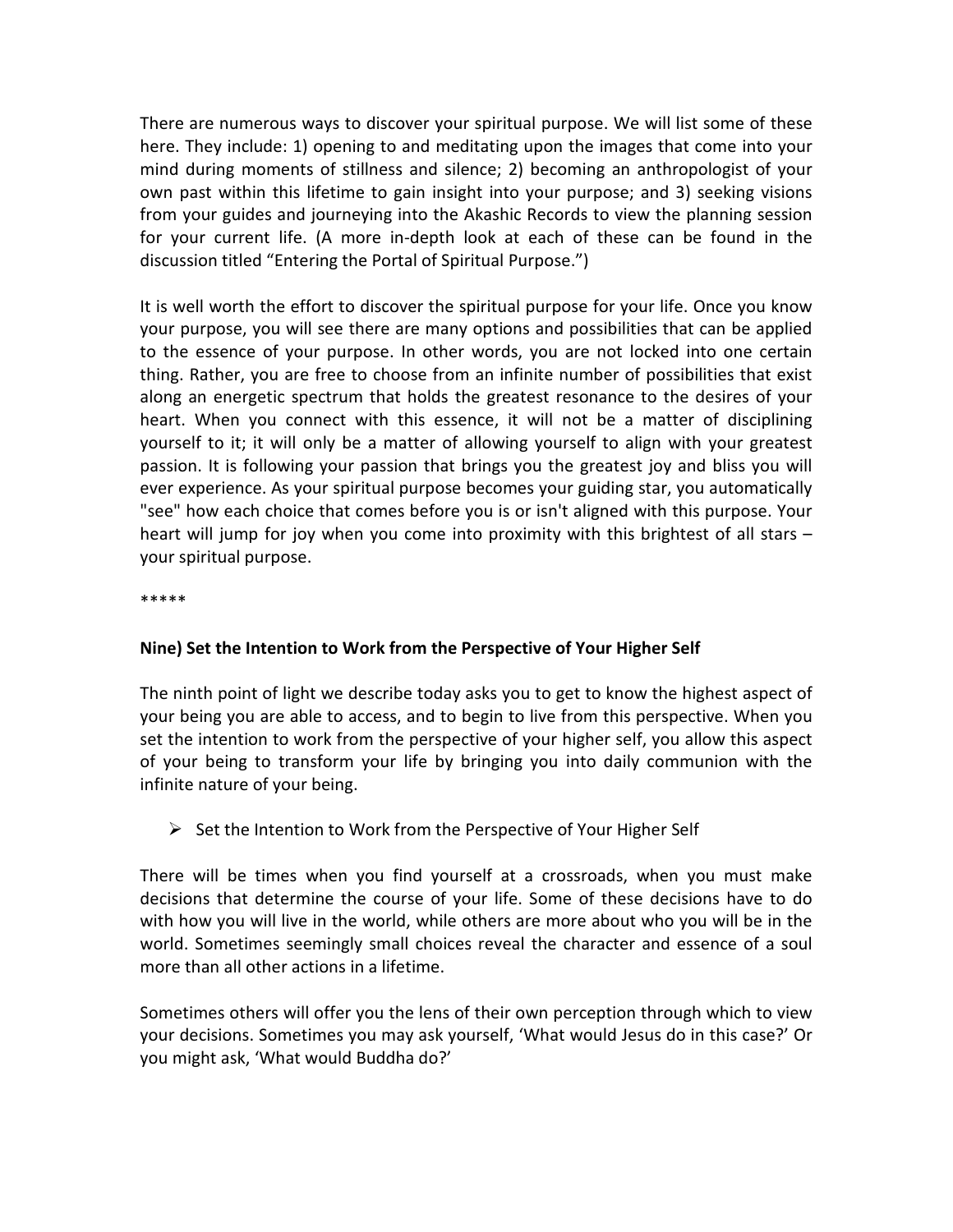There are numerous ways to discover your spiritual purpose. We will list some of these here. They include: 1) opening to and meditating upon the images that come into your mind during moments of stillness and silence; 2) becoming an anthropologist of your own past within this lifetime to gain insight into your purpose; and 3) seeking visions from your guides and journeying into the Akashic Records to view the planning session for your current life. (A more in-depth look at each of these can be found in the discussion titled "Entering the Portal of Spiritual Purpose.")

It is well worth the effort to discover the spiritual purpose for your life. Once you know your purpose, you will see there are many options and possibilities that can be applied to the essence of your purpose. In other words, you are not locked into one certain thing. Rather, you are free to choose from an infinite number of possibilities that exist along an energetic spectrum that holds the greatest resonance to the desires of your heart. When you connect with this essence, it will not be a matter of disciplining yourself to it; it will only be a matter of allowing yourself to align with your greatest passion. It is following your passion that brings you the greatest joy and bliss you will ever experience. As your spiritual purpose becomes your guiding star, you automatically "see" how each choice that comes before you is or isn't aligned with this purpose. Your heart will jump for joy when you come into proximity with this brightest of all stars – your spiritual purpose.

*****

**Nine) Set the Intention to Work from the Perspective of Your Higher Self**

The ninth point of light we describe today asks you to get to know the highest aspect of your being you are able to access, and to begin to live from this perspective. When you set the intention to work from the perspective of your higher self, you allow this aspect of your being to transform your life by bringing you into daily communion with the infinite nature of your being.

- Set the Intention to Work from the Perspective of Your Higher Self

There will be times when you find yourself at a crossroads, when you must make decisions that determine the course of your life. Some of these decisions have to do with how you will live in the world, while others are more about who you will be in the world. Sometimes seemingly small choices reveal the character and essence of a soul more than all other actions in a lifetime.

Sometimes others will offer you the lens of their own perception through which to view your decisions. Sometimes you may ask yourself, 'What would Jesus do in this case?' Or you might ask, 'What would Buddha do?'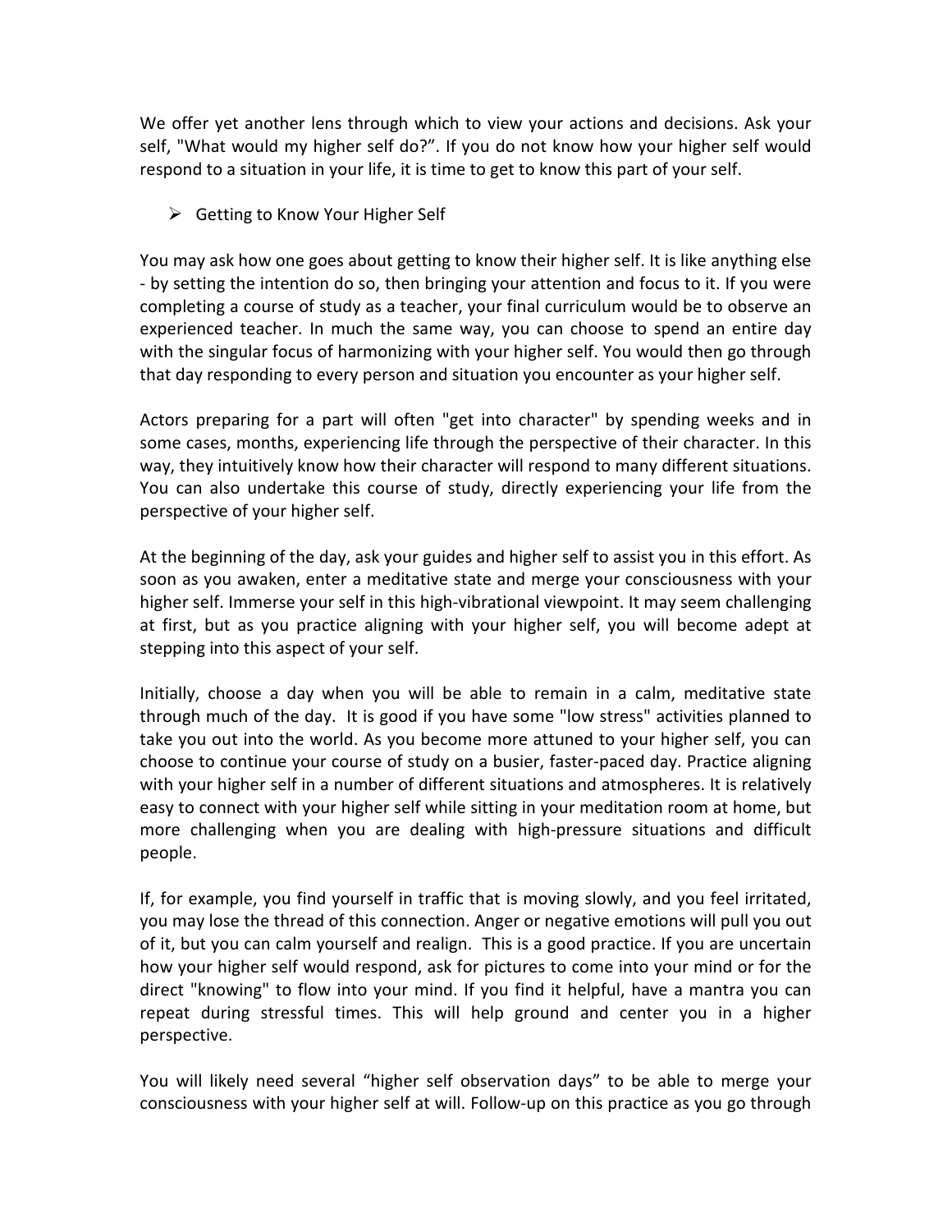We offer yet another lens through which to view your actions and decisions. Ask your self, "What would my higher self do?". If you do not know how your higher self would respond to a situation in your life, it is time to get to know this part of your self.

- Getting to Know Your Higher Self

You may ask how one goes about getting to know their higher self. It is like anything else - by setting the intention do so, then bringing your attention and focus to it. If you were completing a course of study as a teacher, your final curriculum would be to observe an experienced teacher. In much the same way, you can choose to spend an entire day with the singular focus of harmonizing with your higher self. You would then go through that day responding to every person and situation you encounter as your higher self.

Actors preparing for a part will often "get into character" by spending weeks and in some cases, months, experiencing life through the perspective of their character. In this way, they intuitively know how their character will respond to many different situations. You can also undertake this course of study, directly experiencing your life from the perspective of your higher self.

At the beginning of the day, ask your guides and higher self to assist you in this effort. As soon as you awaken, enter a meditative state and merge your consciousness with your higher self. Immerse your self in this high-vibrational viewpoint. It may seem challenging at first, but as you practice aligning with your higher self, you will become adept at stepping into this aspect of your self.

Initially, choose a day when you will be able to remain in a calm, meditative state through much of the day. It is good if you have some "low stress" activities planned to take you out into the world. As you become more attuned to your higher self, you can choose to continue your course of study on a busier, faster-paced day. Practice aligning with your higher self in a number of different situations and atmospheres. It is relatively easy to connect with your higher self while sitting in your meditation room at home, but more challenging when you are dealing with high-pressure situations and difficult people.

If, for example, you find yourself in traffic that is moving slowly, and you feel irritated, you may lose the thread of this connection. Anger or negative emotions will pull you out of it, but you can calm yourself and realign. This is a good practice. If you are uncertain how your higher self would respond, ask for pictures to come into your mind or for the direct "knowing" to flow into your mind. If you find it helpful, have a mantra you can repeat during stressful times. This will help ground and center you in a higher perspective.

You will likely need several "higher self observation days" to be able to merge your consciousness with your higher self at will. Follow-up on this practice as you go through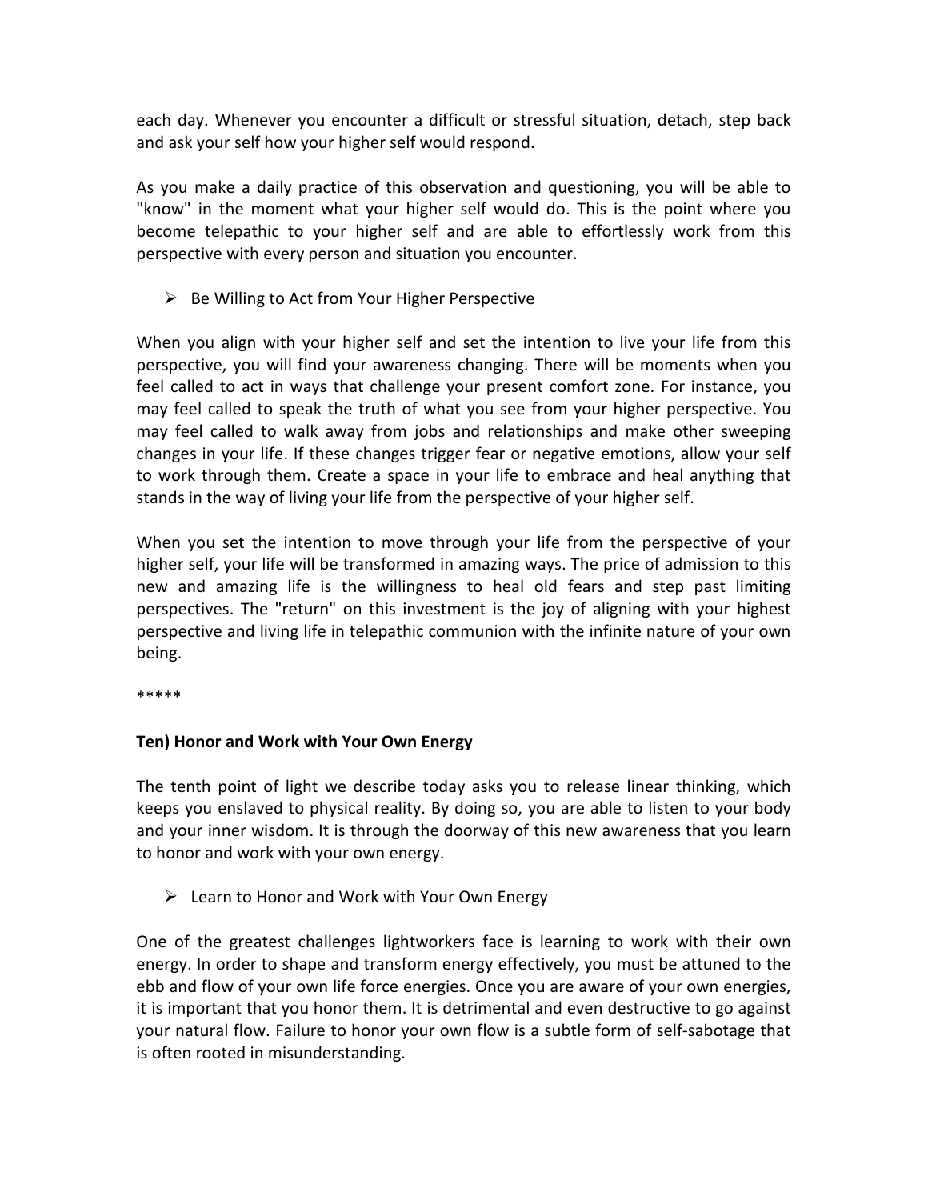each day. Whenever you encounter a difficult or stressful situation, detach, step back and ask your self how your higher self would respond.

As you make a daily practice of this observation and questioning, you will be able to "know" in the moment what your higher self would do. This is the point where you become telepathic to your higher self and are able to effortlessly work from this perspective with every person and situation you encounter.

- Be Willing to Act from Your Higher Perspective

When you align with your higher self and set the intention to live your life from this perspective, you will find your awareness changing. There will be moments when you feel called to act in ways that challenge your present comfort zone. For instance, you may feel called to speak the truth of what you see from your higher perspective. You may feel called to walk away from jobs and relationships and make other sweeping changes in your life. If these changes trigger fear or negative emotions, allow your self to work through them. Create a space in your life to embrace and heal anything that stands in the way of living your life from the perspective of your higher self.

When you set the intention to move through your life from the perspective of your higher self, your life will be transformed in amazing ways. The price of admission to this new and amazing life is the willingness to heal old fears and step past limiting perspectives. The "return" on this investment is the joy of aligning with your highest perspective and living life in telepathic communion with the infinite nature of your own being.

*****

**Ten) Honor and Work with Your Own Energy**

The tenth point of light we describe today asks you to release linear thinking, which keeps you enslaved to physical reality. By doing so, you are able to listen to your body and your inner wisdom. It is through the doorway of this new awareness that you learn to honor and work with your own energy.

- Learn to Honor and Work with Your Own Energy

One of the greatest challenges lightworkers face is learning to work with their own energy. In order to shape and transform energy effectively, you must be attuned to the ebb and flow of your own life force energies. Once you are aware of your own energies, it is important that you honor them. It is detrimental and even destructive to go against your natural flow. Failure to honor your own flow is a subtle form of self-sabotage that is often rooted in misunderstanding.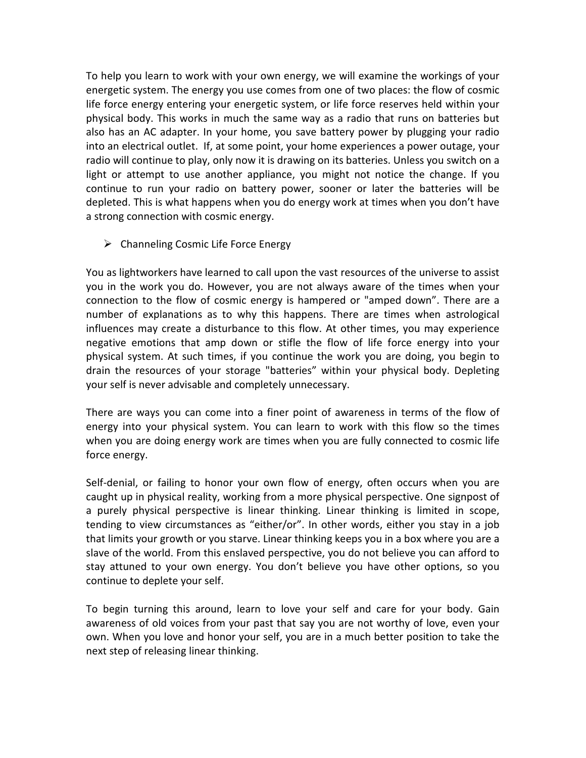To help you learn to work with your own energy, we will examine the workings of your energetic system. The energy you use comes from one of two places: the flow of cosmic life force energy entering your energetic system, or life force reserves held within your physical body. This works in much the same way as a radio that runs on batteries but also has an AC adapter. In your home, you save battery power by plugging your radio into an electrical outlet. If, at some point, your home experiences a power outage, your radio will continue to play, only now it is drawing on its batteries. Unless you switch on a light or attempt to use another appliance, you might not notice the change. If you continue to run your radio on battery power, sooner or later the batteries will be depleted. This is what happens when you do energy work at times when you don't have a strong connection with cosmic energy.

- Channeling Cosmic Life Force Energy

You as lightworkers have learned to call upon the vast resources of the universe to assist you in the work you do. However, you are not always aware of the times when your connection to the flow of cosmic energy is hampered or "amped down". There are a number of explanations as to why this happens. There are times when astrological influences may create a disturbance to this flow. At other times, you may experience negative emotions that amp down or stifle the flow of life force energy into your physical system. At such times, if you continue the work you are doing, you begin to drain the resources of your storage "batteries" within your physical body. Depleting your self is never advisable and completely unnecessary.

There are ways you can come into a finer point of awareness in terms of the flow of energy into your physical system. You can learn to work with this flow so the times when you are doing energy work are times when you are fully connected to cosmic life force energy.

Self-denial, or failing to honor your own flow of energy, often occurs when you are caught up in physical reality, working from a more physical perspective. One signpost of a purely physical perspective is linear thinking. Linear thinking is limited in scope, tending to view circumstances as "either/or". In other words, either you stay in a job that limits your growth or you starve. Linear thinking keeps you in a box where you are a slave of the world. From this enslaved perspective, you do not believe you can afford to stay attuned to your own energy. You don't believe you have other options, so you continue to deplete your self.

To begin turning this around, learn to love your self and care for your body. Gain awareness of old voices from your past that say you are not worthy of love, even your own. When you love and honor your self, you are in a much better position to take the next step of releasing linear thinking.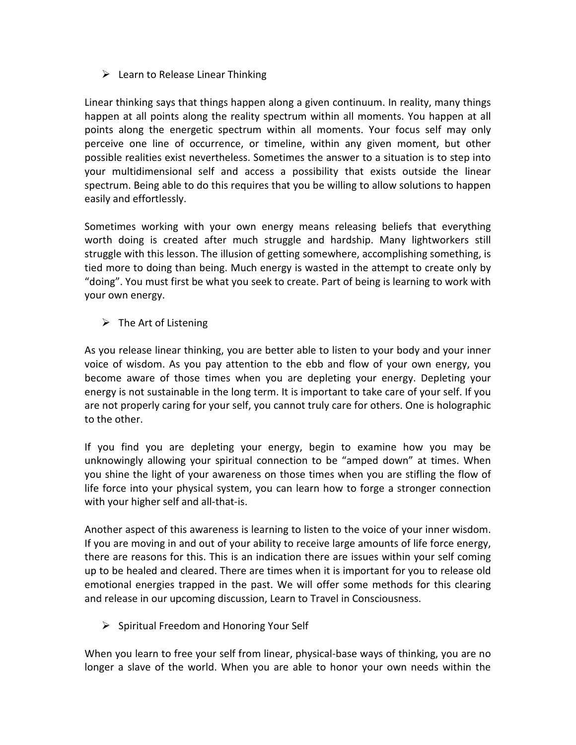- Learn to Release Linear Thinking

Linear thinking says that things happen along a given continuum. In reality, many things happen at all points along the reality spectrum within all moments. You happen at all points along the energetic spectrum within all moments. Your focus self may only perceive one line of occurrence, or timeline, within any given moment, but other possible realities exist nevertheless. Sometimes the answer to a situation is to step into your multidimensional self and access a possibility that exists outside the linear spectrum. Being able to do this requires that you be willing to allow solutions to happen easily and effortlessly.

Sometimes working with your own energy means releasing beliefs that everything worth doing is created after much struggle and hardship. Many lightworkers still struggle with this lesson. The illusion of getting somewhere, accomplishing something, is tied more to doing than being. Much energy is wasted in the attempt to create only by "doing". You must first be what you seek to create. Part of being is learning to work with your own energy.

- The Art of Listening

As you release linear thinking, you are better able to listen to your body and your inner voice of wisdom. As you pay attention to the ebb and flow of your own energy, you become aware of those times when you are depleting your energy. Depleting your energy is not sustainable in the long term. It is important to take care of your self. If you are not properly caring for your self, you cannot truly care for others. One is holographic to the other.

If you find you are depleting your energy, begin to examine how you may be unknowingly allowing your spiritual connection to be "amped down" at times. When you shine the light of your awareness on those times when you are stifling the flow of life force into your physical system, you can learn how to forge a stronger connection with your higher self and all-that-is.

Another aspect of this awareness is learning to listen to the voice of your inner wisdom. If you are moving in and out of your ability to receive large amounts of life force energy, there are reasons for this. This is an indication there are issues within your self coming up to be healed and cleared. There are times when it is important for you to release old emotional energies trapped in the past. We will offer some methods for this clearing and release in our upcoming discussion, Learn to Travel in Consciousness.

- Spiritual Freedom and Honoring Your Self

When you learn to free your self from linear, physical-base ways of thinking, you are no longer a slave of the world. When you are able to honor your own needs within the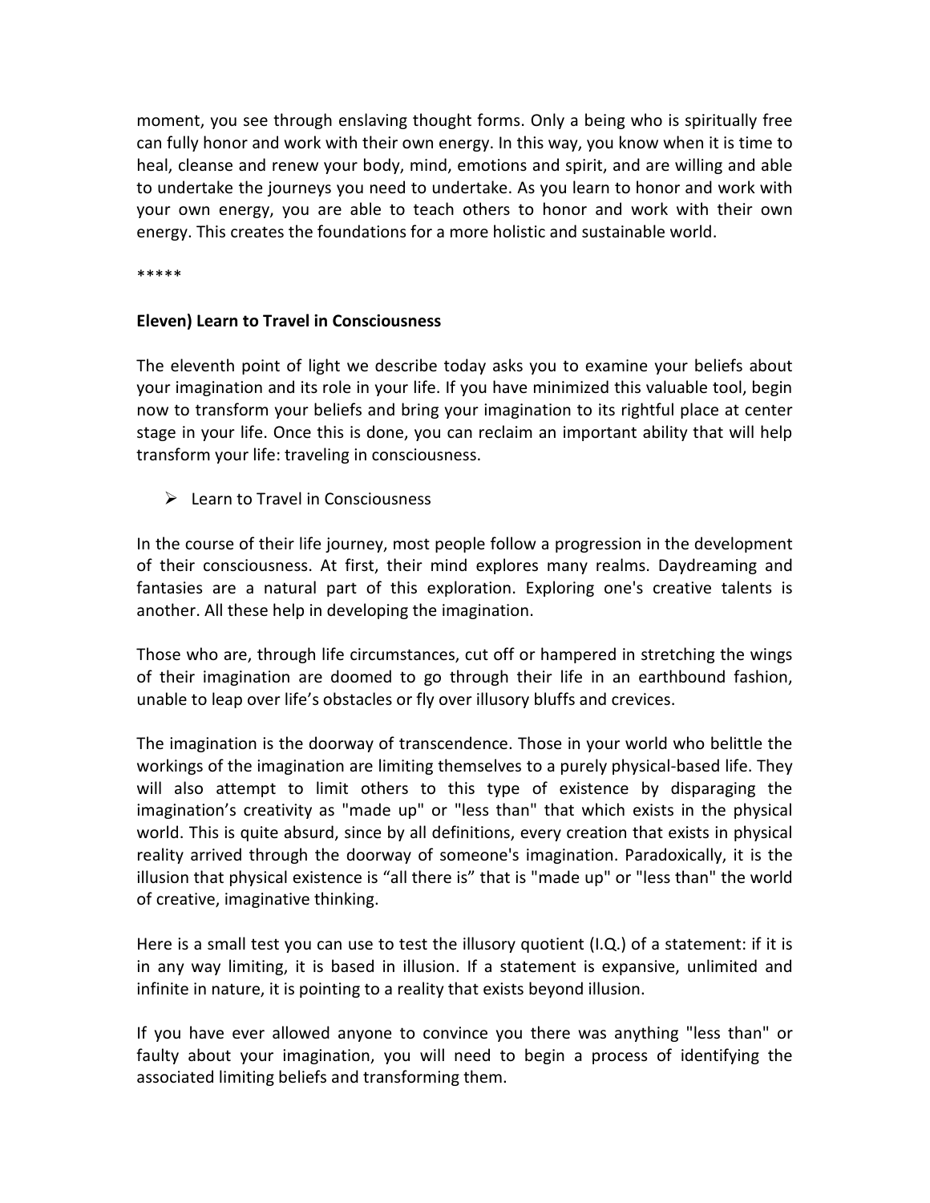moment, you see through enslaving thought forms. Only a being who is spiritually free can fully honor and work with their own energy. In this way, you know when it is time to heal, cleanse and renew your body, mind, emotions and spirit, and are willing and able to undertake the journeys you need to undertake. As you learn to honor and work with your own energy, you are able to teach others to honor and work with their own energy. This creates the foundations for a more holistic and sustainable world.

*****

**Eleven) Learn to Travel in Consciousness**

The eleventh point of light we describe today asks you to examine your beliefs about your imagination and its role in your life. If you have minimized this valuable tool, begin now to transform your beliefs and bring your imagination to its rightful place at center stage in your life. Once this is done, you can reclaim an important ability that will help transform your life: traveling in consciousness.

- Learn to Travel in Consciousness

In the course of their life journey, most people follow a progression in the development of their consciousness. At first, their mind explores many realms. Daydreaming and fantasies are a natural part of this exploration. Exploring one's creative talents is another. All these help in developing the imagination.

Those who are, through life circumstances, cut off or hampered in stretching the wings of their imagination are doomed to go through their life in an earthbound fashion, unable to leap over life's obstacles or fly over illusory bluffs and crevices.

The imagination is the doorway of transcendence. Those in your world who belittle the workings of the imagination are limiting themselves to a purely physical-based life. They will also attempt to limit others to this type of existence by disparaging the imagination's creativity as "made up" or "less than" that which exists in the physical world. This is quite absurd, since by all definitions, every creation that exists in physical reality arrived through the doorway of someone's imagination. Paradoxically, it is the illusion that physical existence is "all there is" that is "made up" or "less than" the world of creative, imaginative thinking.

Here is a small test you can use to test the illusory quotient (I.Q.) of a statement: if it is in any way limiting, it is based in illusion. If a statement is expansive, unlimited and infinite in nature, it is pointing to a reality that exists beyond illusion.

If you have ever allowed anyone to convince you there was anything "less than" or faulty about your imagination, you will need to begin a process of identifying the associated limiting beliefs and transforming them.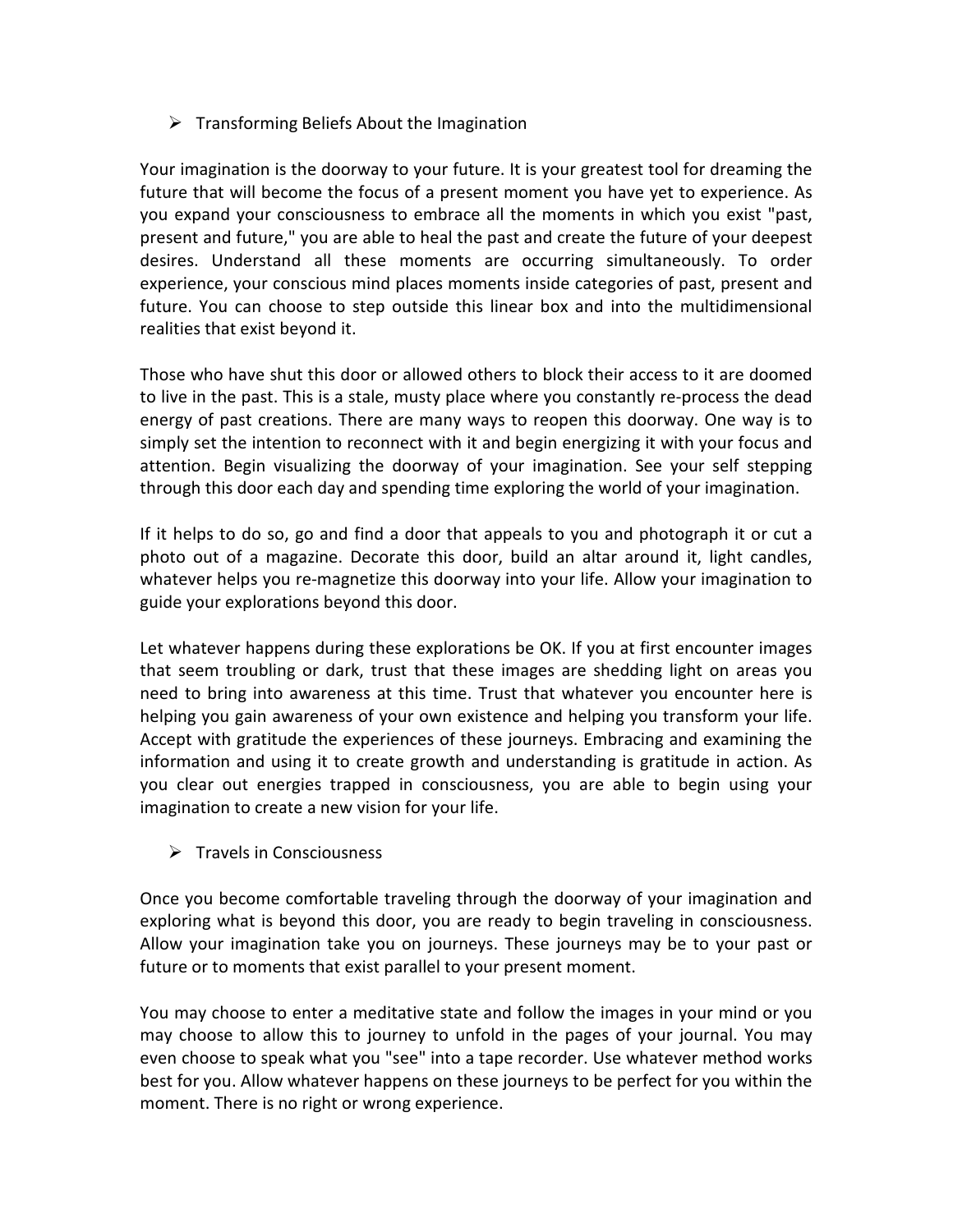- Transforming Beliefs About the Imagination

Your imagination is the doorway to your future. It is your greatest tool for dreaming the future that will become the focus of a present moment you have yet to experience. As you expand your consciousness to embrace all the moments in which you exist "past, present and future," you are able to heal the past and create the future of your deepest desires. Understand all these moments are occurring simultaneously. To order experience, your conscious mind places moments inside categories of past, present and future. You can choose to step outside this linear box and into the multidimensional realities that exist beyond it.

Those who have shut this door or allowed others to block their access to it are doomed to live in the past. This is a stale, musty place where you constantly re-process the dead energy of past creations. There are many ways to reopen this doorway. One way is to simply set the intention to reconnect with it and begin energizing it with your focus and attention. Begin visualizing the doorway of your imagination. See your self stepping through this door each day and spending time exploring the world of your imagination.

If it helps to do so, go and find a door that appeals to you and photograph it or cut a photo out of a magazine. Decorate this door, build an altar around it, light candles, whatever helps you re-magnetize this doorway into your life. Allow your imagination to guide your explorations beyond this door.

Let whatever happens during these explorations be OK. If you at first encounter images that seem troubling or dark, trust that these images are shedding light on areas you need to bring into awareness at this time. Trust that whatever you encounter here is helping you gain awareness of your own existence and helping you transform your life. Accept with gratitude the experiences of these journeys. Embracing and examining the information and using it to create growth and understanding is gratitude in action. As you clear out energies trapped in consciousness, you are able to begin using your imagination to create a new vision for your life.

- Travels in Consciousness

Once you become comfortable traveling through the doorway of your imagination and exploring what is beyond this door, you are ready to begin traveling in consciousness. Allow your imagination take you on journeys. These journeys may be to your past or future or to moments that exist parallel to your present moment.

You may choose to enter a meditative state and follow the images in your mind or you may choose to allow this to journey to unfold in the pages of your journal. You may even choose to speak what you "see" into a tape recorder. Use whatever method works best for you. Allow whatever happens on these journeys to be perfect for you within the moment. There is no right or wrong experience.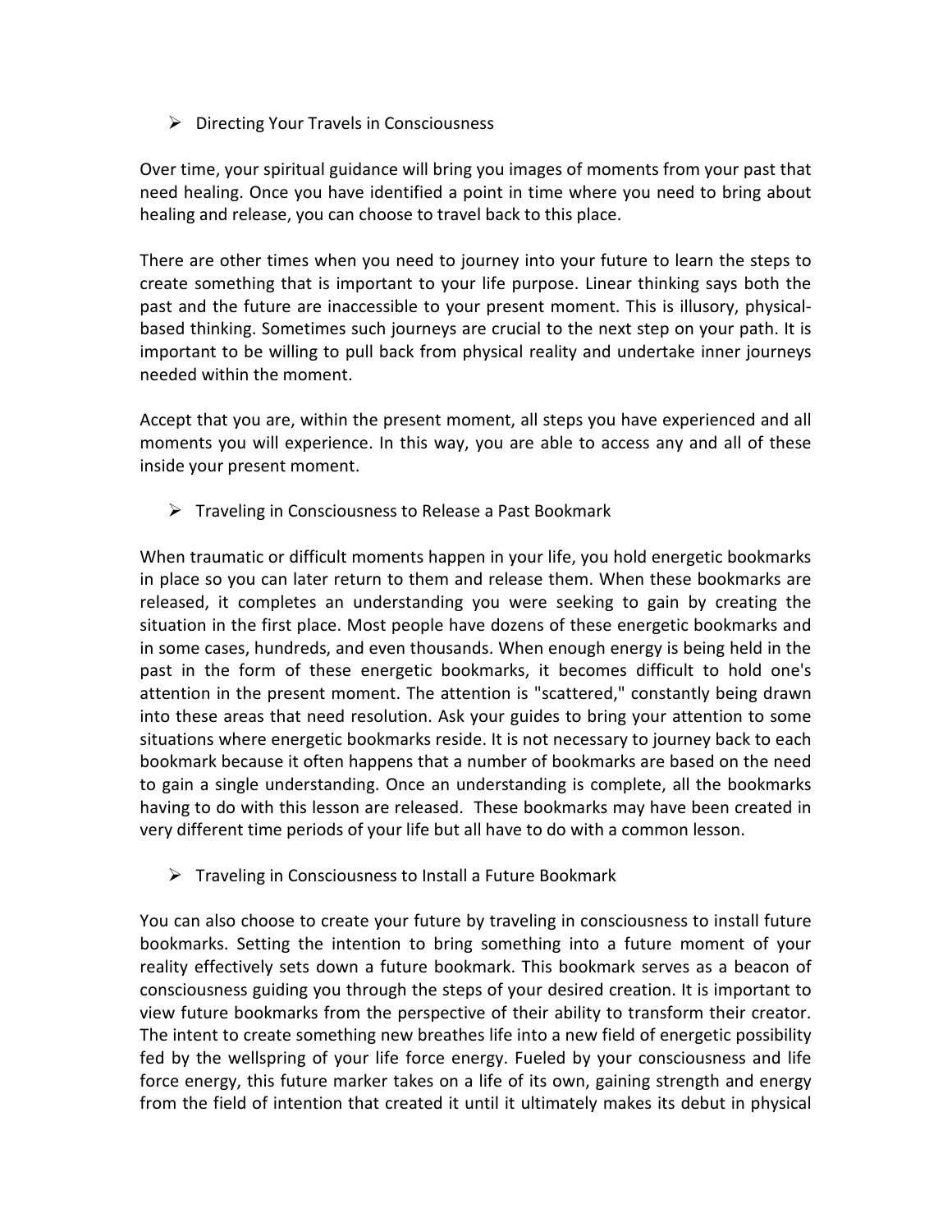- Directing Your Travels in Consciousness

Over time, your spiritual guidance will bring you images of moments from your past that need healing. Once you have identified a point in time where you need to bring about healing and release, you can choose to travel back to this place.

There are other times when you need to journey into your future to learn the steps to create something that is important to your life purpose. Linear thinking says both the past and the future are inaccessible to your present moment. This is illusory, physical-based thinking. Sometimes such journeys are crucial to the next step on your path. It is important to be willing to pull back from physical reality and undertake inner journeys needed within the moment.

Accept that you are, within the present moment, all steps you have experienced and all moments you will experience. In this way, you are able to access any and all of these inside your present moment.

- Traveling in Consciousness to Release a Past Bookmark

When traumatic or difficult moments happen in your life, you hold energetic bookmarks in place so you can later return to them and release them. When these bookmarks are released, it completes an understanding you were seeking to gain by creating the situation in the first place. Most people have dozens of these energetic bookmarks and in some cases, hundreds, and even thousands. When enough energy is being held in the past in the form of these energetic bookmarks, it becomes difficult to hold one's attention in the present moment. The attention is "scattered," constantly being drawn into these areas that need resolution. Ask your guides to bring your attention to some situations where energetic bookmarks reside. It is not necessary to journey back to each bookmark because it often happens that a number of bookmarks are based on the need to gain a single understanding. Once an understanding is complete, all the bookmarks having to do with this lesson are released. These bookmarks may have been created in very different time periods of your life but all have to do with a common lesson.

- Traveling in Consciousness to Install a Future Bookmark

You can also choose to create your future by traveling in consciousness to install future bookmarks. Setting the intention to bring something into a future moment of your reality effectively sets down a future bookmark. This bookmark serves as a beacon of consciousness guiding you through the steps of your desired creation. It is important to view future bookmarks from the perspective of their ability to transform their creator. The intent to create something new breathes life into a new field of energetic possibility fed by the wellspring of your life force energy. Fueled by your consciousness and life force energy, this future marker takes on a life of its own, gaining strength and energy from the field of intention that created it until it ultimately makes its debut in physical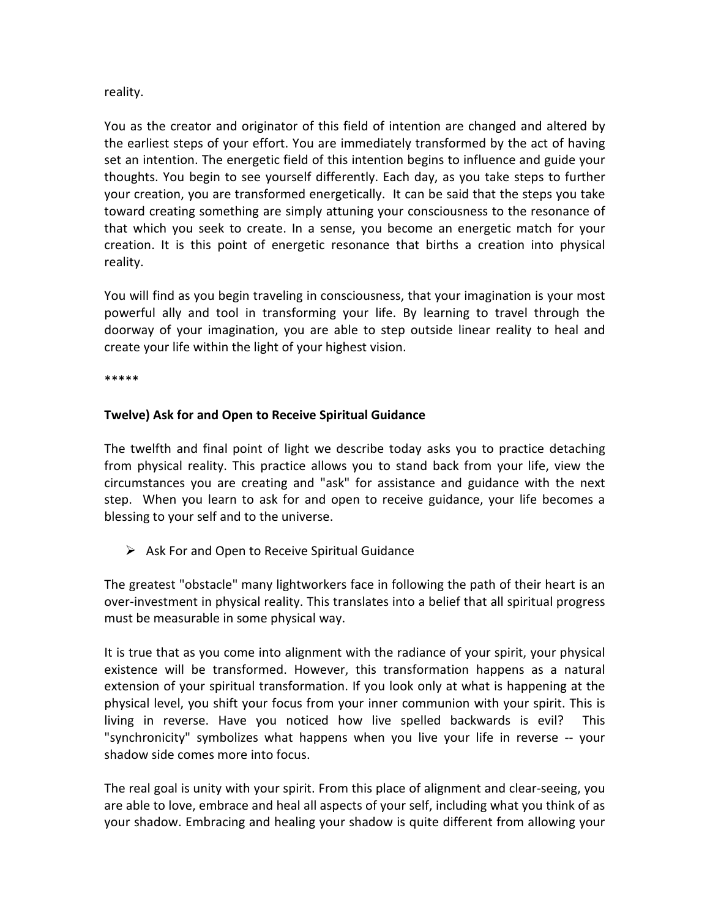reality.

You as the creator and originator of this field of intention are changed and altered by the earliest steps of your effort. You are immediately transformed by the act of having set an intention. The energetic field of this intention begins to influence and guide your thoughts. You begin to see yourself differently. Each day, as you take steps to further your creation, you are transformed energetically. It can be said that the steps you take toward creating something are simply attuning your consciousness to the resonance of that which you seek to create. In a sense, you become an energetic match for your creation. It is this point of energetic resonance that births a creation into physical reality.

You will find as you begin traveling in consciousness, that your imagination is your most powerful ally and tool in transforming your life. By learning to travel through the doorway of your imagination, you are able to step outside linear reality to heal and create your life within the light of your highest vision.

*****

**Twelve) Ask for and Open to Receive Spiritual Guidance**

The twelfth and final point of light we describe today asks you to practice detaching from physical reality. This practice allows you to stand back from your life, view the circumstances you are creating and "ask" for assistance and guidance with the next step. When you learn to ask for and open to receive guidance, your life becomes a blessing to your self and to the universe.

- Ask For and Open to Receive Spiritual Guidance

The greatest "obstacle" many lightworkers face in following the path of their heart is an over-investment in physical reality. This translates into a belief that all spiritual progress must be measurable in some physical way.

It is true that as you come into alignment with the radiance of your spirit, your physical existence will be transformed. However, this transformation happens as a natural extension of your spiritual transformation. If you look only at what is happening at the physical level, you shift your focus from your inner communion with your spirit. This is living in reverse. Have you noticed how live spelled backwards is evil? This "synchronicity" symbolizes what happens when you live your life in reverse -- your shadow side comes more into focus.

The real goal is unity with your spirit. From this place of alignment and clear-seeing, you are able to love, embrace and heal all aspects of your self, including what you think of as your shadow. Embracing and healing your shadow is quite different from allowing your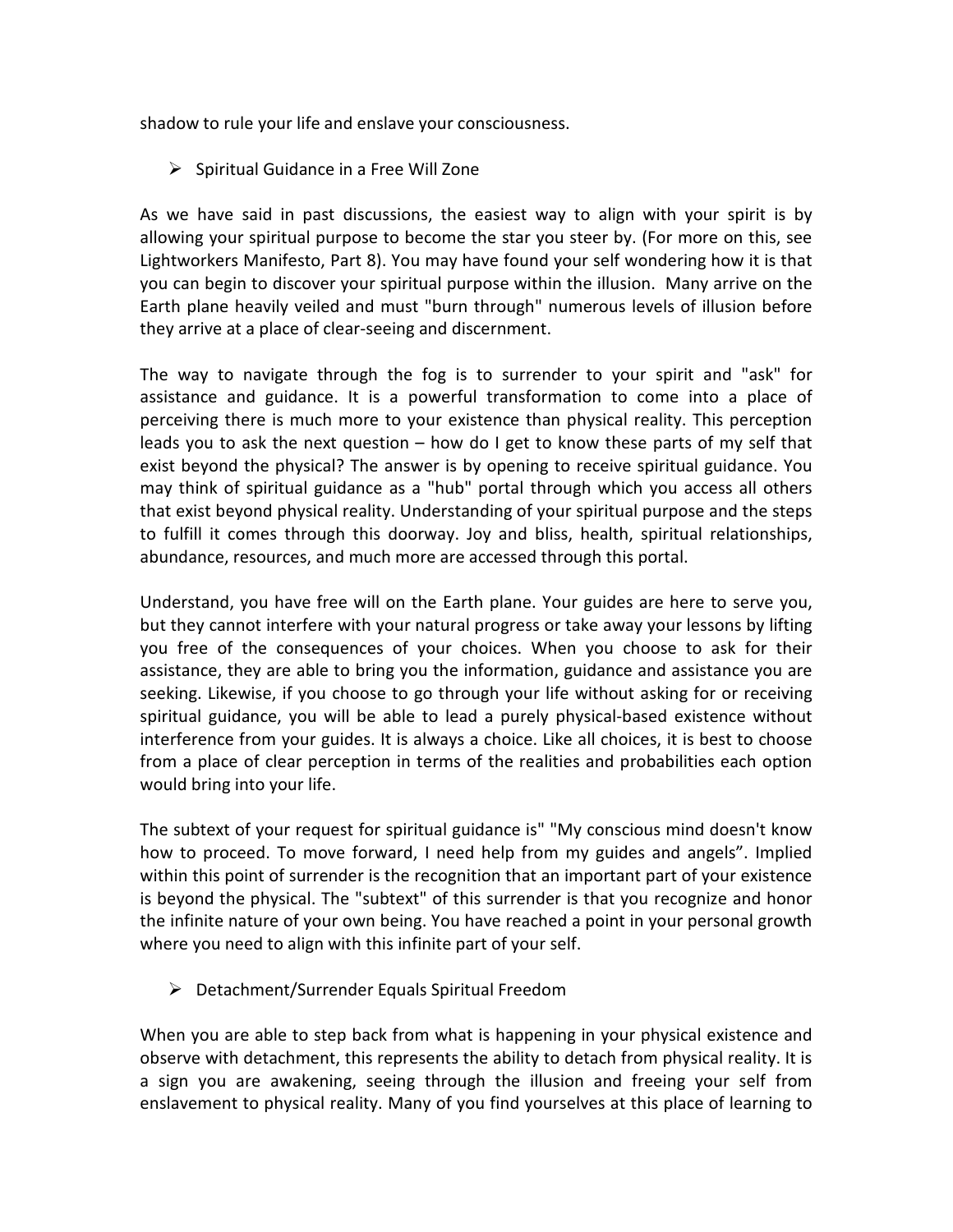shadow to rule your life and enslave your consciousness.

- Spiritual Guidance in a Free Will Zone

As we have said in past discussions, the easiest way to align with your spirit is by allowing your spiritual purpose to become the star you steer by. (For more on this, see Lightworkers Manifesto, Part 8). You may have found your self wondering how it is that you can begin to discover your spiritual purpose within the illusion. Many arrive on the Earth plane heavily veiled and must "burn through" numerous levels of illusion before they arrive at a place of clear-seeing and discernment.

The way to navigate through the fog is to surrender to your spirit and "ask" for assistance and guidance. It is a powerful transformation to come into a place of perceiving there is much more to your existence than physical reality. This perception leads you to ask the next question – how do I get to know these parts of my self that exist beyond the physical? The answer is by opening to receive spiritual guidance. You may think of spiritual guidance as a "hub" portal through which you access all others that exist beyond physical reality. Understanding of your spiritual purpose and the steps to fulfill it comes through this doorway. Joy and bliss, health, spiritual relationships, abundance, resources, and much more are accessed through this portal.

Understand, you have free will on the Earth plane. Your guides are here to serve you, but they cannot interfere with your natural progress or take away your lessons by lifting you free of the consequences of your choices. When you choose to ask for their assistance, they are able to bring you the information, guidance and assistance you are seeking. Likewise, if you choose to go through your life without asking for or receiving spiritual guidance, you will be able to lead a purely physical-based existence without interference from your guides. It is always a choice. Like all choices, it is best to choose from a place of clear perception in terms of the realities and probabilities each option would bring into your life.

The subtext of your request for spiritual guidance is" "My conscious mind doesn't know how to proceed. To move forward, I need help from my guides and angels". Implied within this point of surrender is the recognition that an important part of your existence is beyond the physical. The "subtext" of this surrender is that you recognize and honor the infinite nature of your own being. You have reached a point in your personal growth where you need to align with this infinite part of your self.

- Detachment/Surrender Equals Spiritual Freedom

When you are able to step back from what is happening in your physical existence and observe with detachment, this represents the ability to detach from physical reality. It is a sign you are awakening, seeing through the illusion and freeing your self from enslavement to physical reality. Many of you find yourselves at this place of learning to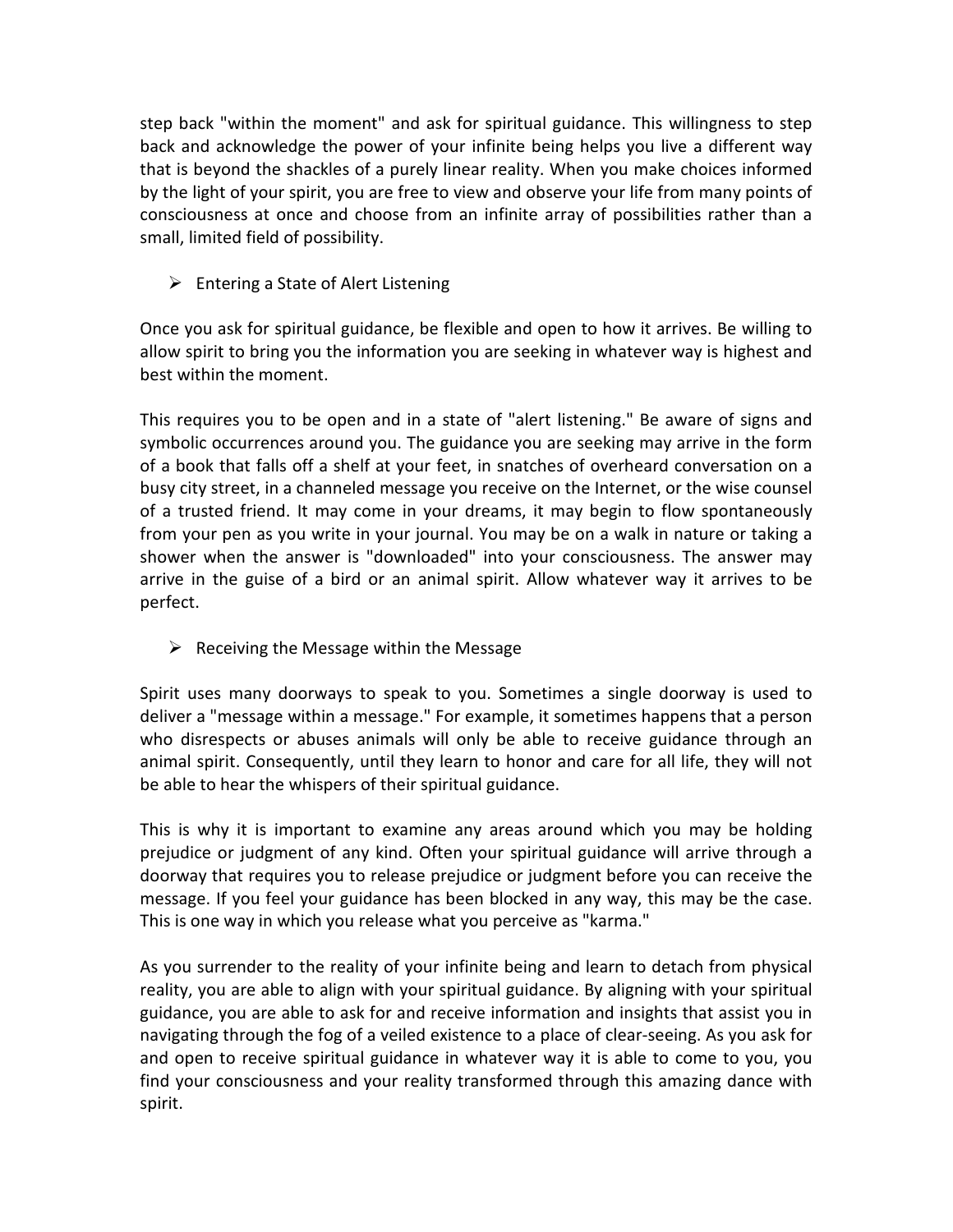step back "within the moment" and ask for spiritual guidance. This willingness to step back and acknowledge the power of your infinite being helps you live a different way that is beyond the shackles of a purely linear reality. When you make choices informed by the light of your spirit, you are free to view and observe your life from many points of consciousness at once and choose from an infinite array of possibilities rather than a small, limited field of possibility.

- Entering a State of Alert Listening

Once you ask for spiritual guidance, be flexible and open to how it arrives. Be willing to allow spirit to bring you the information you are seeking in whatever way is highest and best within the moment.

This requires you to be open and in a state of "alert listening." Be aware of signs and symbolic occurrences around you. The guidance you are seeking may arrive in the form of a book that falls off a shelf at your feet, in snatches of overheard conversation on a busy city street, in a channeled message you receive on the Internet, or the wise counsel of a trusted friend. It may come in your dreams, it may begin to flow spontaneously from your pen as you write in your journal. You may be on a walk in nature or taking a shower when the answer is "downloaded" into your consciousness. The answer may arrive in the guise of a bird or an animal spirit. Allow whatever way it arrives to be perfect.

- Receiving the Message within the Message

Spirit uses many doorways to speak to you. Sometimes a single doorway is used to deliver a "message within a message." For example, it sometimes happens that a person who disrespects or abuses animals will only be able to receive guidance through an animal spirit. Consequently, until they learn to honor and care for all life, they will not be able to hear the whispers of their spiritual guidance.

This is why it is important to examine any areas around which you may be holding prejudice or judgment of any kind. Often your spiritual guidance will arrive through a doorway that requires you to release prejudice or judgment before you can receive the message. If you feel your guidance has been blocked in any way, this may be the case. This is one way in which you release what you perceive as "karma."

As you surrender to the reality of your infinite being and learn to detach from physical reality, you are able to align with your spiritual guidance. By aligning with your spiritual guidance, you are able to ask for and receive information and insights that assist you in navigating through the fog of a veiled existence to a place of clear-seeing. As you ask for and open to receive spiritual guidance in whatever way it is able to come to you, you find your consciousness and your reality transformed through this amazing dance with spirit.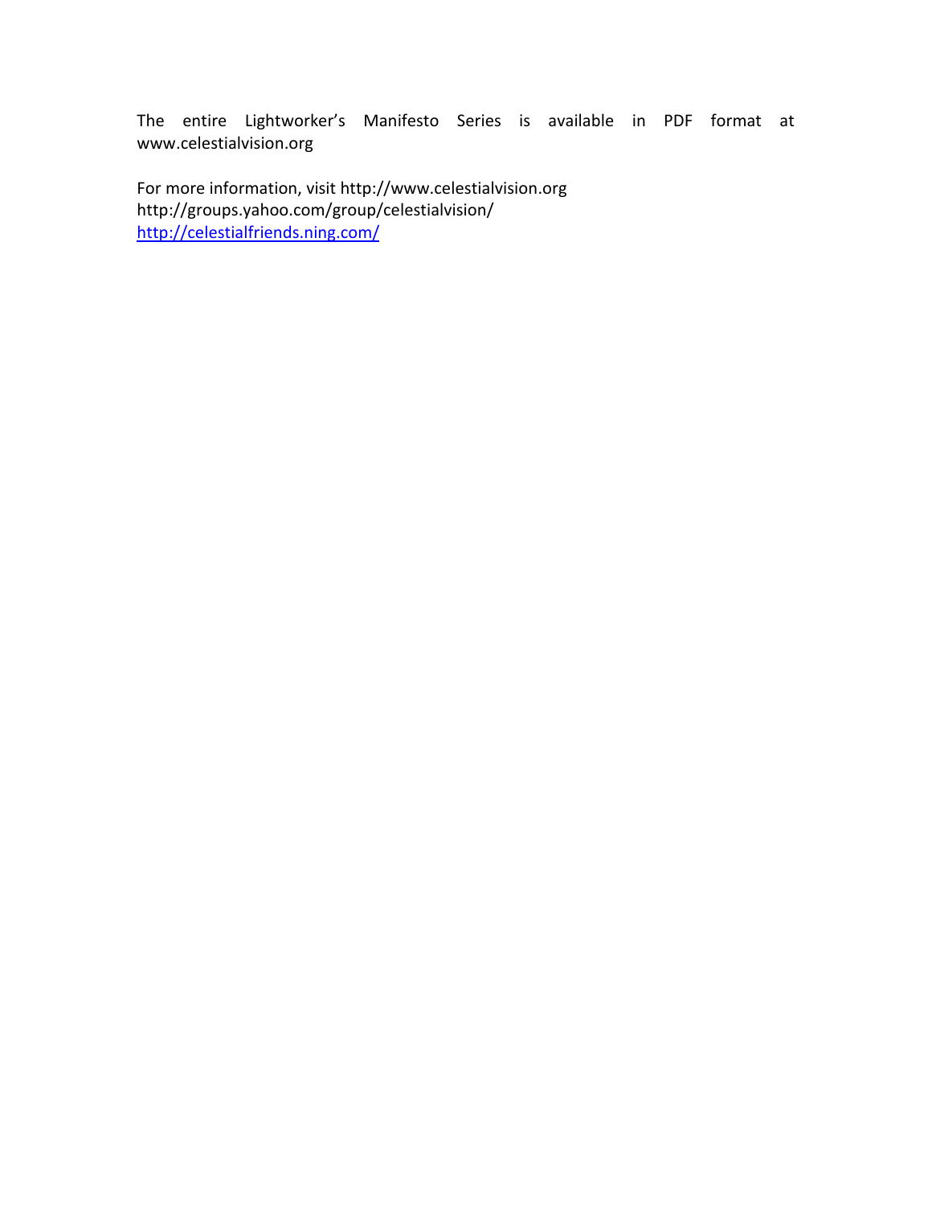The entire Lightworker's Manifesto Series is available in PDF format at www.celestialvision.org

For more information, visit http://www.celestialvision.org
http://groups.yahoo.com/group/celestialvision/
http://celestialfriends.ning.com/